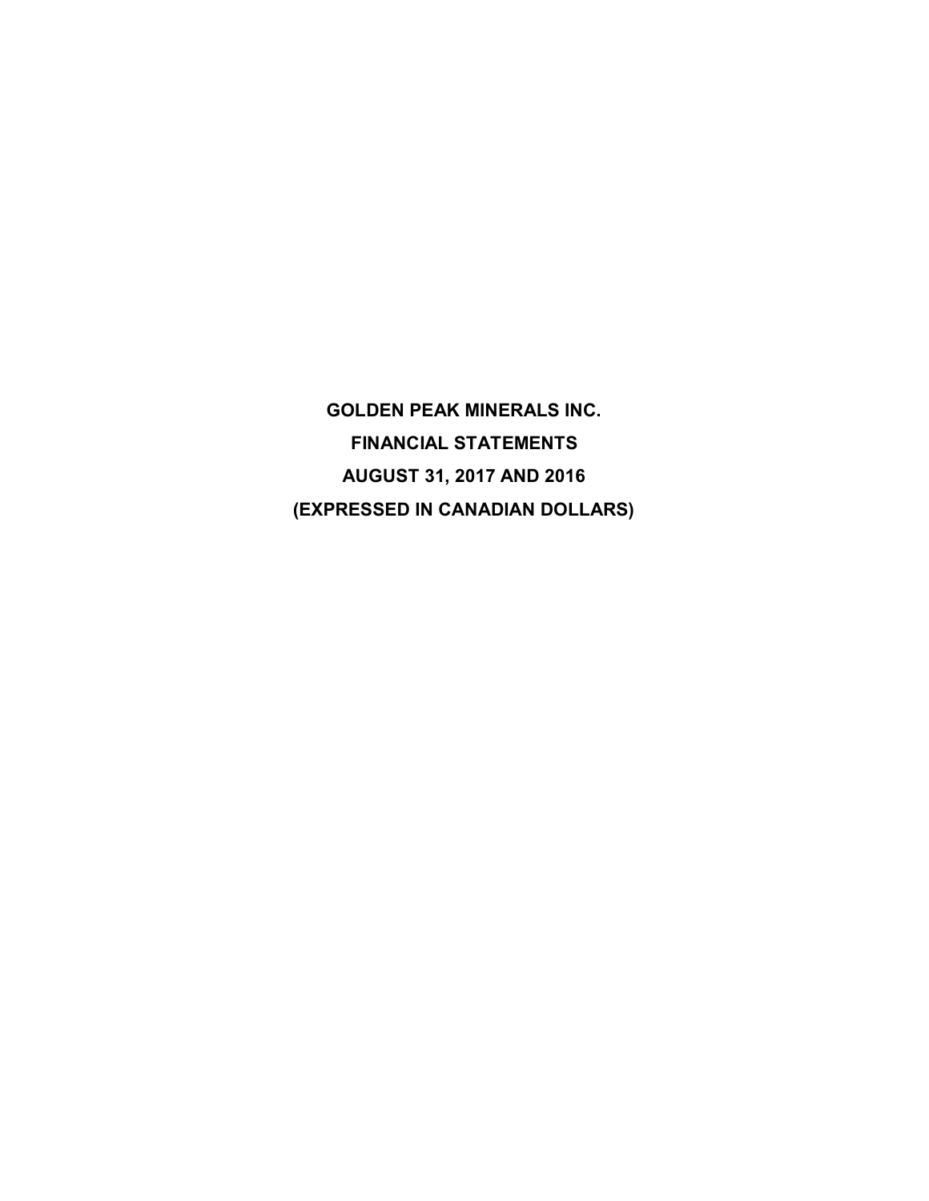# GOLDEN PEAK MINERALS INC.

# FINANCIAL STATEMENTS

# AUGUST 31, 2017 AND 2016

# (EXPRESSED IN CANADIAN DOLLARS)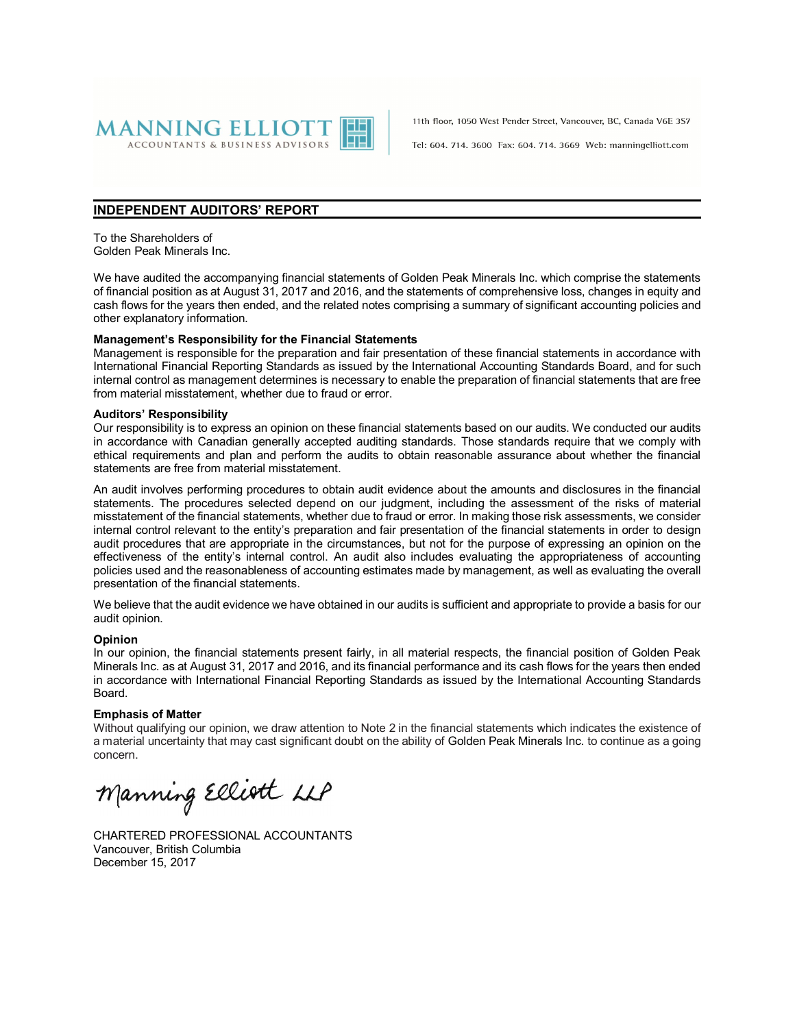MANNING ELLIOTT
ACCOUNTANTS & BUSINESS ADVISORS

11th floor, 1050 West Pender Street, Vancouver, BC, Canada V6E 3S7

Tel: 604. 714. 3600 Fax: 604. 714. 3669 Web: manningelliott.com

## INDEPENDENT AUDITORS' REPORT

To the Shareholders of
Golden Peak Minerals Inc.

We have audited the accompanying financial statements of Golden Peak Minerals Inc. which comprise the statements of financial position as at August 31, 2017 and 2016, and the statements of comprehensive loss, changes in equity and cash flows for the years then ended, and the related notes comprising a summary of significant accounting policies and other explanatory information.

**Management's Responsibility for the Financial Statements**
Management is responsible for the preparation and fair presentation of these financial statements in accordance with International Financial Reporting Standards as issued by the International Accounting Standards Board, and for such internal control as management determines is necessary to enable the preparation of financial statements that are free from material misstatement, whether due to fraud or error.

**Auditors' Responsibility**
Our responsibility is to express an opinion on these financial statements based on our audits. We conducted our audits in accordance with Canadian generally accepted auditing standards. Those standards require that we comply with ethical requirements and plan and perform the audits to obtain reasonable assurance about whether the financial statements are free from material misstatement.

An audit involves performing procedures to obtain audit evidence about the amounts and disclosures in the financial statements. The procedures selected depend on our judgment, including the assessment of the risks of material misstatement of the financial statements, whether due to fraud or error. In making those risk assessments, we consider internal control relevant to the entity's preparation and fair presentation of the financial statements in order to design audit procedures that are appropriate in the circumstances, but not for the purpose of expressing an opinion on the effectiveness of the entity's internal control. An audit also includes evaluating the appropriateness of accounting policies used and the reasonableness of accounting estimates made by management, as well as evaluating the overall presentation of the financial statements.

We believe that the audit evidence we have obtained in our audits is sufficient and appropriate to provide a basis for our audit opinion.

**Opinion**
In our opinion, the financial statements present fairly, in all material respects, the financial position of Golden Peak Minerals Inc. as at August 31, 2017 and 2016, and its financial performance and its cash flows for the years then ended in accordance with International Financial Reporting Standards as issued by the International Accounting Standards Board.

**Emphasis of Matter**
Without qualifying our opinion, we draw attention to Note 2 in the financial statements which indicates the existence of a material uncertainty that may cast significant doubt on the ability of Golden Peak Minerals Inc. to continue as a going concern.

Manning Elliott LLP

CHARTERED PROFESSIONAL ACCOUNTANTS
Vancouver, British Columbia
December 15, 2017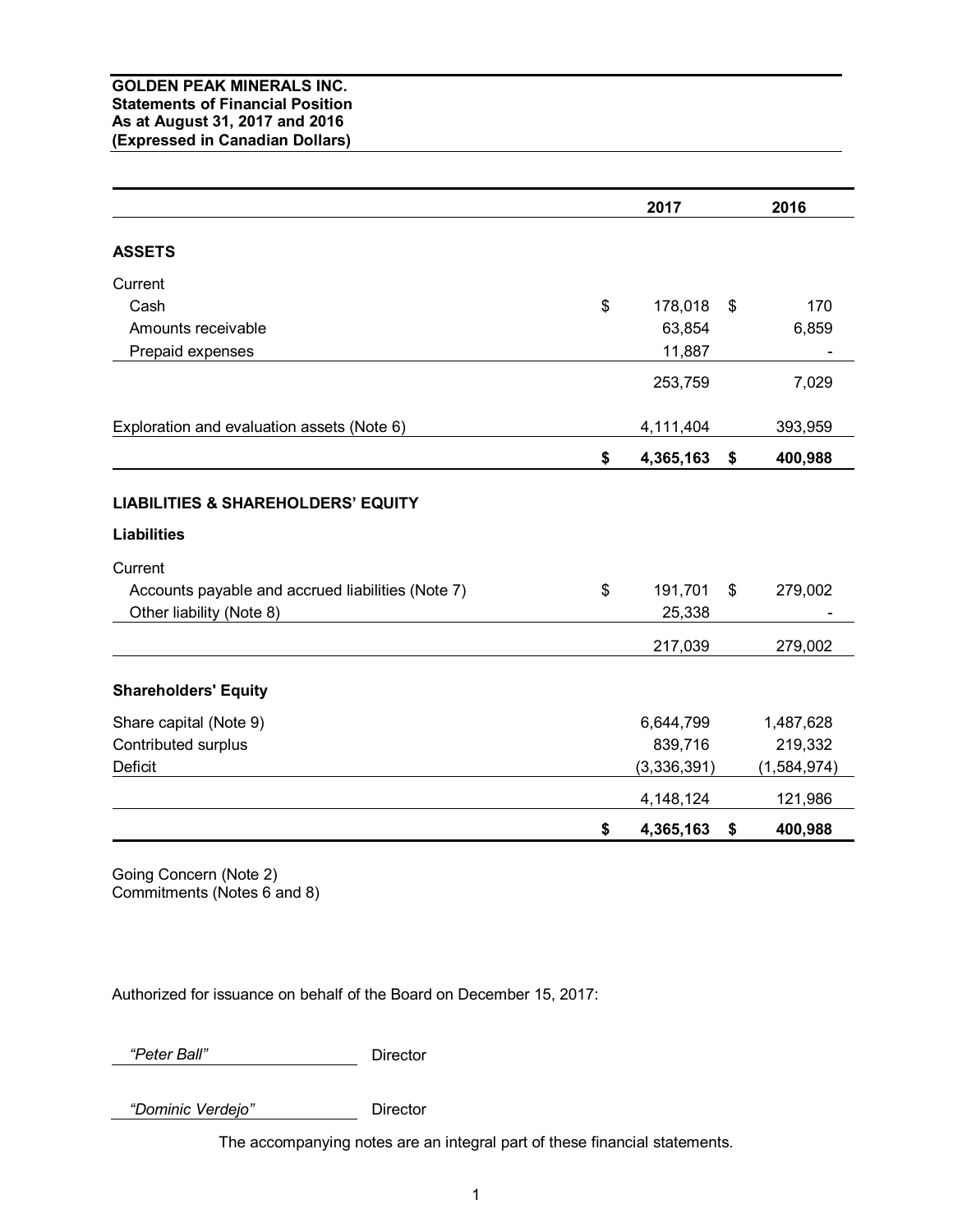**GOLDEN PEAK MINERALS INC.**
**Statements of Financial Position**
**As at August 31, 2017 and 2016**
**(Expressed in Canadian Dollars)**

| | 2017 | 2016 |
|---|---|---|
| **ASSETS** | | |
| Current | | |
| Cash | $ 178,018 | $ 170 |
| Amounts receivable | 63,854 | 6,859 |
| Prepaid expenses | 11,887 | - |
| | 253,759 | 7,029 |
| Exploration and evaluation assets (Note 6) | 4,111,404 | 393,959 |
| | **$ 4,365,163** | **$ 400,988** |
| **LIABILITIES & SHAREHOLDERS' EQUITY** | | |
| **Liabilities** | | |
| Current | | |
| Accounts payable and accrued liabilities (Note 7) | $ 191,701 | $ 279,002 |
| Other liability (Note 8) | 25,338 | - |
| | 217,039 | 279,002 |
| **Shareholders' Equity** | | |
| Share capital (Note 9) | 6,644,799 | 1,487,628 |
| Contributed surplus | 839,716 | 219,332 |
| Deficit | (3,336,391) | (1,584,974) |
| | 4,148,124 | 121,986 |
| | **$ 4,365,163** | **$ 400,988** |

Going Concern (Note 2)
Commitments (Notes 6 and 8)

Authorized for issuance on behalf of the Board on December 15, 2017:

*"Peter Ball"* Director

*"Dominic Verdejo"* Director

The accompanying notes are an integral part of these financial statements.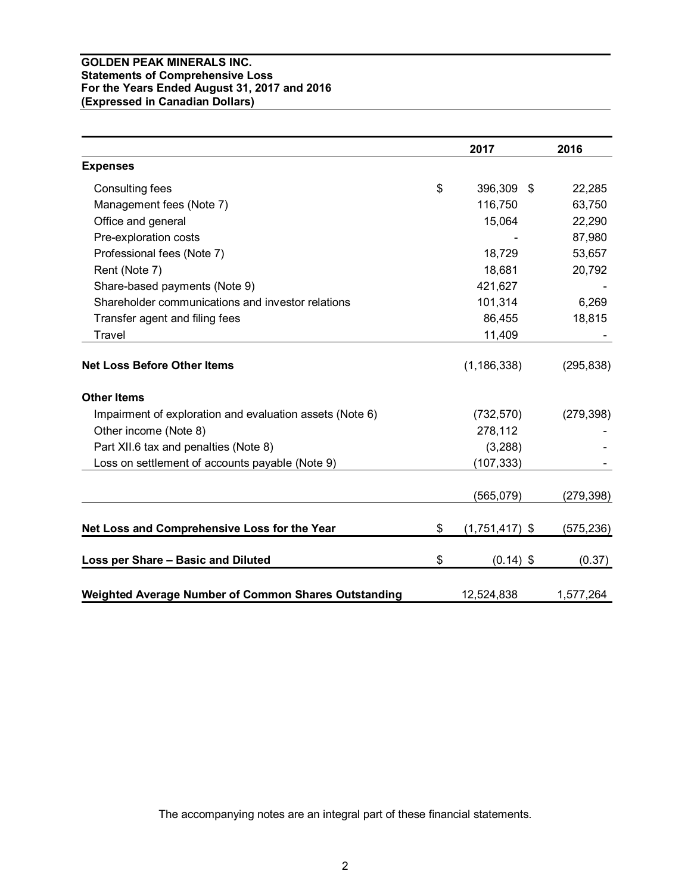**GOLDEN PEAK MINERALS INC.**
**Statements of Comprehensive Loss**
**For the Years Ended August 31, 2017 and 2016**
**(Expressed in Canadian Dollars)**

| | 2017 | 2016 |
|---|---|---|
| **Expenses** | | |
| Consulting fees | $ 396,309 | $ 22,285 |
| Management fees (Note 7) | 116,750 | 63,750 |
| Office and general | 15,064 | 22,290 |
| Pre-exploration costs | - | 87,980 |
| Professional fees (Note 7) | 18,729 | 53,657 |
| Rent (Note 7) | 18,681 | 20,792 |
| Share-based payments (Note 9) | 421,627 | - |
| Shareholder communications and investor relations | 101,314 | 6,269 |
| Transfer agent and filing fees | 86,455 | 18,815 |
| Travel | 11,409 | - |
| **Net Loss Before Other Items** | (1,186,338) | (295,838) |
| **Other Items** | | |
| Impairment of exploration and evaluation assets (Note 6) | (732,570) | (279,398) |
| Other income (Note 8) | 278,112 | - |
| Part XII.6 tax and penalties (Note 8) | (3,288) | - |
| Loss on settlement of accounts payable (Note 9) | (107,333) | - |
| | (565,079) | (279,398) |
| **Net Loss and Comprehensive Loss for the Year** | $ (1,751,417) | $ (575,236) |
| **Loss per Share – Basic and Diluted** | $ (0.14) | $ (0.37) |
| **Weighted Average Number of Common Shares Outstanding** | 12,524,838 | 1,577,264 |

The accompanying notes are an integral part of these financial statements.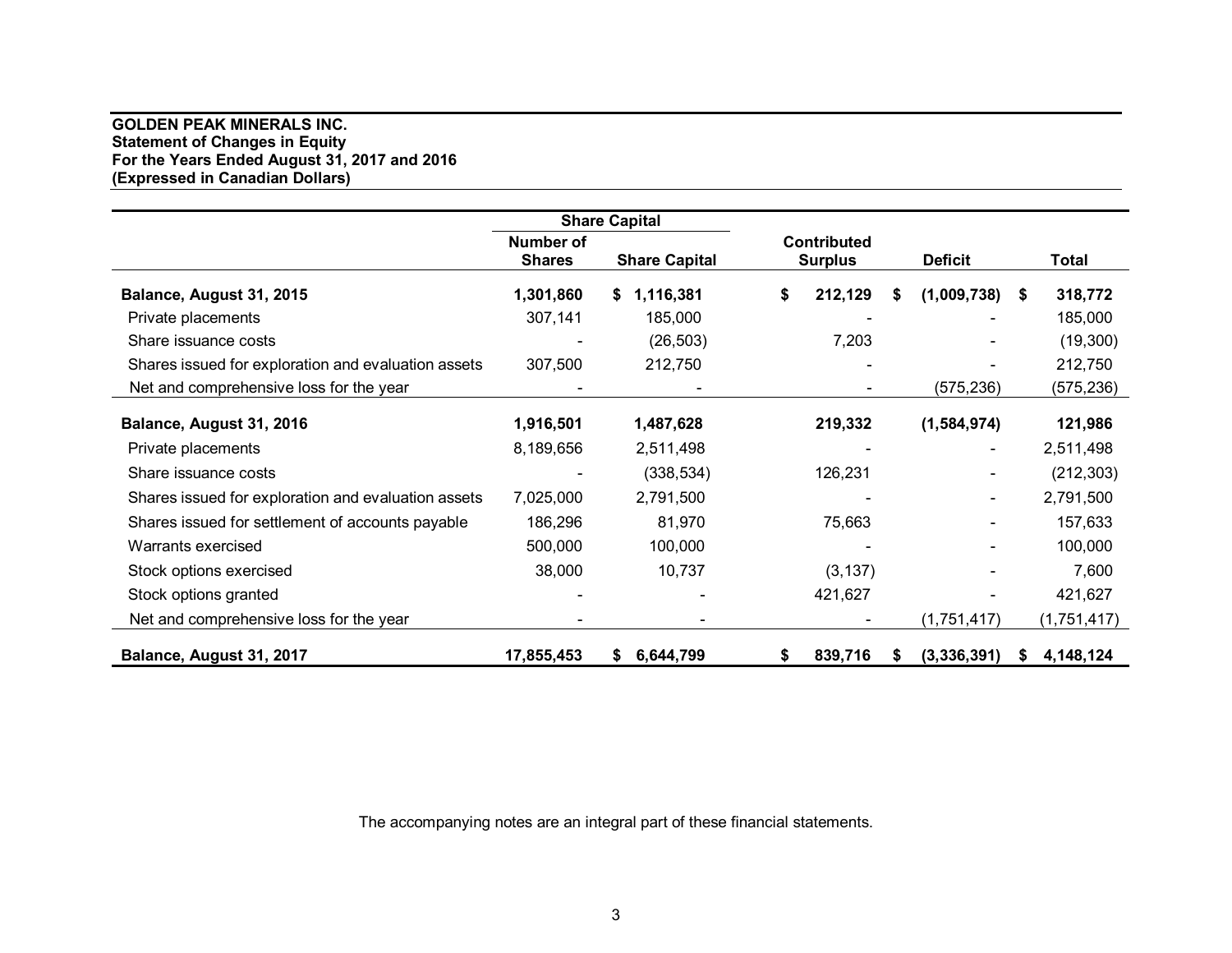**GOLDEN PEAK MINERALS INC.**
**Statement of Changes in Equity**
**For the Years Ended August 31, 2017 and 2016**
**(Expressed in Canadian Dollars)**

| | Share Capital | | | | |
|---|---|---|---|---|---|
| | **Number of Shares** | **Share Capital** | **Contributed Surplus** | **Deficit** | **Total** |
| **Balance, August 31, 2015** | **1,301,860** | **$ 1,116,381** | **$ 212,129** | **$ (1,009,738)** | **$ 318,772** |
| Private placements | 307,141 | 185,000 | - | - | 185,000 |
| Share issuance costs | - | (26,503) | 7,203 | - | (19,300) |
| Shares issued for exploration and evaluation assets | 307,500 | 212,750 | - | - | 212,750 |
| Net and comprehensive loss for the year | - | - | - | (575,236) | (575,236) |
| **Balance, August 31, 2016** | **1,916,501** | **1,487,628** | **219,332** | **(1,584,974)** | **121,986** |
| Private placements | 8,189,656 | 2,511,498 | - | - | 2,511,498 |
| Share issuance costs | - | (338,534) | 126,231 | - | (212,303) |
| Shares issued for exploration and evaluation assets | 7,025,000 | 2,791,500 | - | - | 2,791,500 |
| Shares issued for settlement of accounts payable | 186,296 | 81,970 | 75,663 | - | 157,633 |
| Warrants exercised | 500,000 | 100,000 | - | - | 100,000 |
| Stock options exercised | 38,000 | 10,737 | (3,137) | - | 7,600 |
| Stock options granted | - | - | 421,627 | - | 421,627 |
| Net and comprehensive loss for the year | - | - | - | (1,751,417) | (1,751,417) |
| **Balance, August 31, 2017** | **17,855,453** | **$ 6,644,799** | **$ 839,716** | **$ (3,336,391)** | **$ 4,148,124** |

The accompanying notes are an integral part of these financial statements.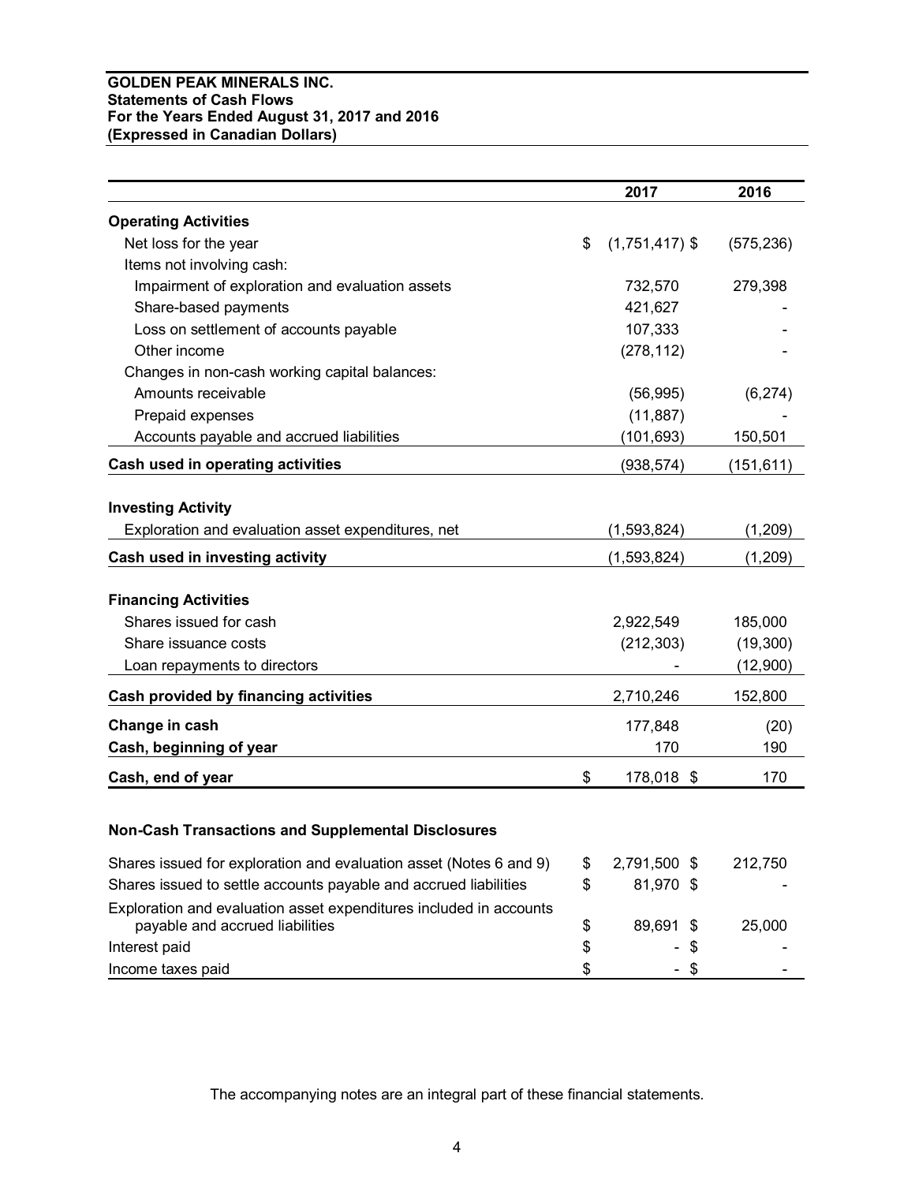**GOLDEN PEAK MINERALS INC.**
**Statements of Cash Flows**
**For the Years Ended August 31, 2017 and 2016**
**(Expressed in Canadian Dollars)**

| | 2017 | 2016 |
|---|---|---|
| **Operating Activities** | | |
| Net loss for the year | $ (1,751,417) | $ (575,236) |
| Items not involving cash: | | |
| Impairment of exploration and evaluation assets | 732,570 | 279,398 |
| Share-based payments | 421,627 | - |
| Loss on settlement of accounts payable | 107,333 | - |
| Other income | (278,112) | - |
| Changes in non-cash working capital balances: | | |
| Amounts receivable | (56,995) | (6,274) |
| Prepaid expenses | (11,887) | - |
| Accounts payable and accrued liabilities | (101,693) | 150,501 |
| **Cash used in operating activities** | (938,574) | (151,611) |
| **Investing Activity** | | |
| Exploration and evaluation asset expenditures, net | (1,593,824) | (1,209) |
| **Cash used in investing activity** | (1,593,824) | (1,209) |
| **Financing Activities** | | |
| Shares issued for cash | 2,922,549 | 185,000 |
| Share issuance costs | (212,303) | (19,300) |
| Loan repayments to directors | - | (12,900) |
| **Cash provided by financing activities** | 2,710,246 | 152,800 |
| **Change in cash** | 177,848 | (20) |
| **Cash, beginning of year** | 170 | 190 |
| **Cash, end of year** | $ 178,018 | $ 170 |

**Non-Cash Transactions and Supplemental Disclosures**

| | 2017 | 2016 |
|---|---|---|
| Shares issued for exploration and evaluation asset (Notes 6 and 9) | $ 2,791,500 | $ 212,750 |
| Shares issued to settle accounts payable and accrued liabilities | $ 81,970 | $ - |
| Exploration and evaluation asset expenditures included in accounts payable and accrued liabilities | $ 89,691 | $ 25,000 |
| Interest paid | $ - | $ - |
| Income taxes paid | $ - | $ - |

The accompanying notes are an integral part of these financial statements.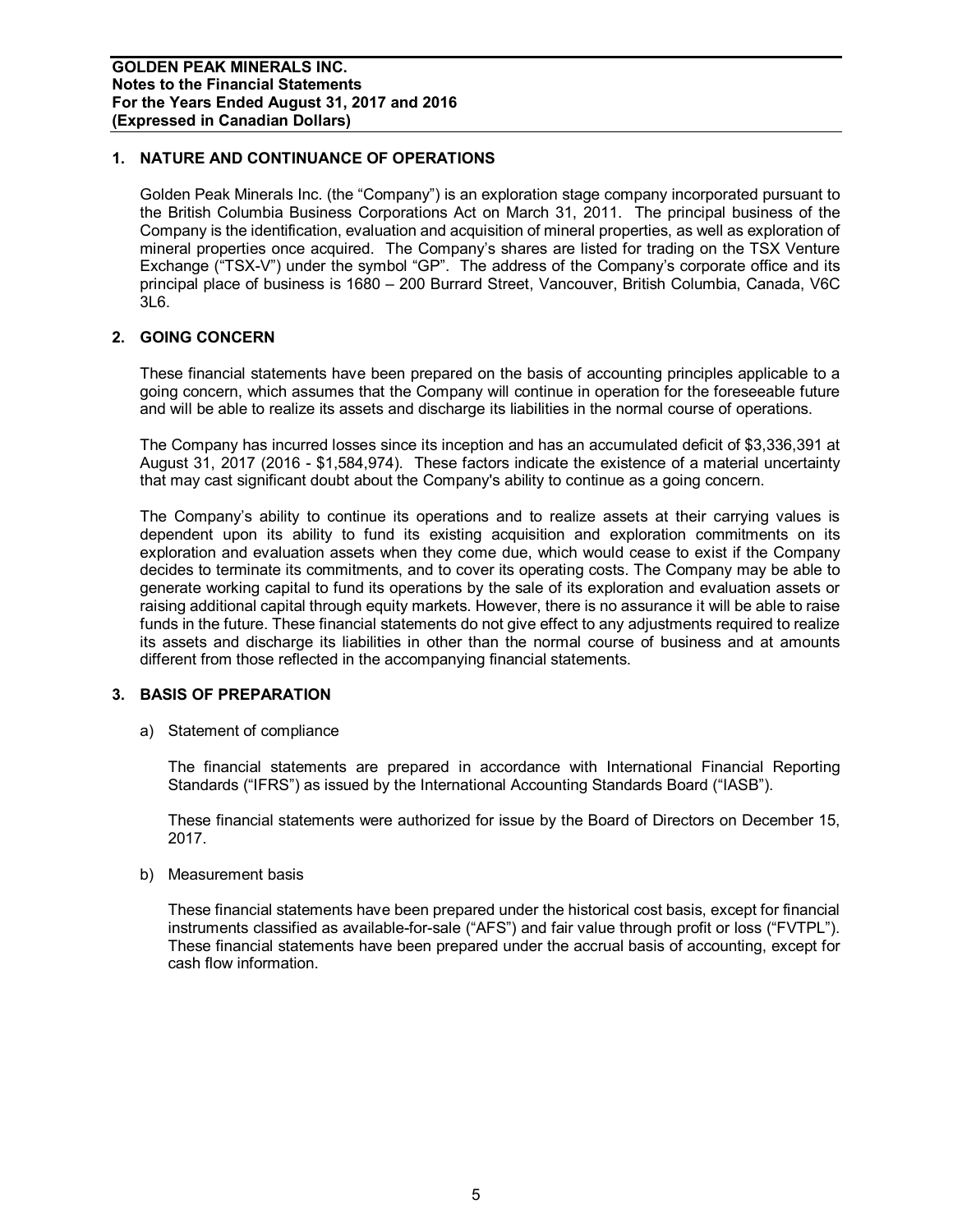## 1. NATURE AND CONTINUANCE OF OPERATIONS

Golden Peak Minerals Inc. (the "Company") is an exploration stage company incorporated pursuant to the British Columbia Business Corporations Act on March 31, 2011. The principal business of the Company is the identification, evaluation and acquisition of mineral properties, as well as exploration of mineral properties once acquired. The Company's shares are listed for trading on the TSX Venture Exchange ("TSX-V") under the symbol "GP". The address of the Company's corporate office and its principal place of business is 1680 – 200 Burrard Street, Vancouver, British Columbia, Canada, V6C 3L6.

## 2. GOING CONCERN

These financial statements have been prepared on the basis of accounting principles applicable to a going concern, which assumes that the Company will continue in operation for the foreseeable future and will be able to realize its assets and discharge its liabilities in the normal course of operations.

The Company has incurred losses since its inception and has an accumulated deficit of $3,336,391 at August 31, 2017 (2016 - $1,584,974). These factors indicate the existence of a material uncertainty that may cast significant doubt about the Company's ability to continue as a going concern.

The Company's ability to continue its operations and to realize assets at their carrying values is dependent upon its ability to fund its existing acquisition and exploration commitments on its exploration and evaluation assets when they come due, which would cease to exist if the Company decides to terminate its commitments, and to cover its operating costs. The Company may be able to generate working capital to fund its operations by the sale of its exploration and evaluation assets or raising additional capital through equity markets. However, there is no assurance it will be able to raise funds in the future. These financial statements do not give effect to any adjustments required to realize its assets and discharge its liabilities in other than the normal course of business and at amounts different from those reflected in the accompanying financial statements.

## 3. BASIS OF PREPARATION

a) Statement of compliance

The financial statements are prepared in accordance with International Financial Reporting Standards ("IFRS") as issued by the International Accounting Standards Board ("IASB").

These financial statements were authorized for issue by the Board of Directors on December 15, 2017.

b) Measurement basis

These financial statements have been prepared under the historical cost basis, except for financial instruments classified as available-for-sale ("AFS") and fair value through profit or loss ("FVTPL"). These financial statements have been prepared under the accrual basis of accounting, except for cash flow information.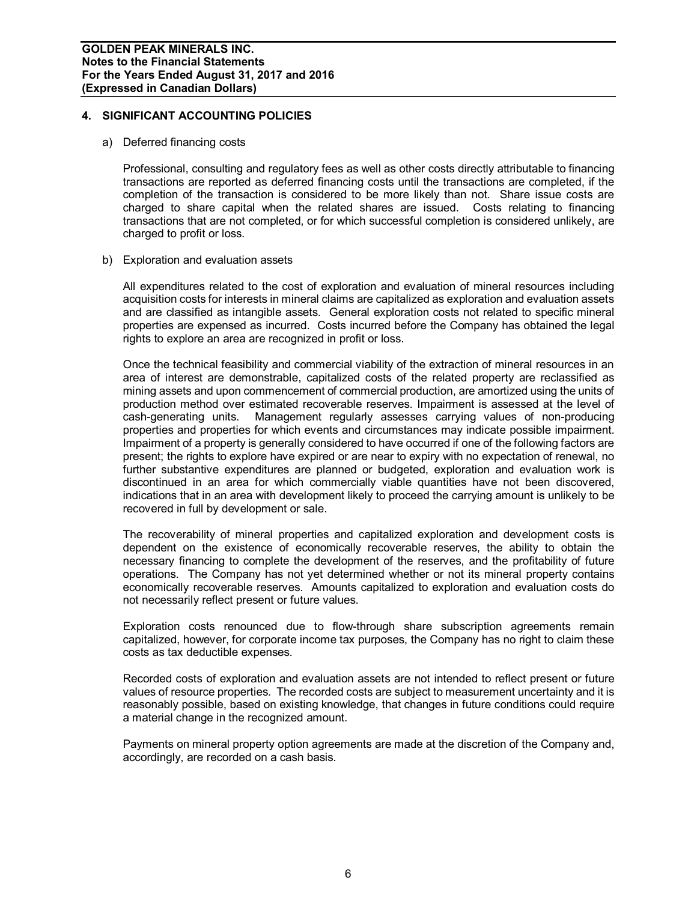## 4. SIGNIFICANT ACCOUNTING POLICIES

a) Deferred financing costs

Professional, consulting and regulatory fees as well as other costs directly attributable to financing transactions are reported as deferred financing costs until the transactions are completed, if the completion of the transaction is considered to be more likely than not. Share issue costs are charged to share capital when the related shares are issued. Costs relating to financing transactions that are not completed, or for which successful completion is considered unlikely, are charged to profit or loss.

b) Exploration and evaluation assets

All expenditures related to the cost of exploration and evaluation of mineral resources including acquisition costs for interests in mineral claims are capitalized as exploration and evaluation assets and are classified as intangible assets. General exploration costs not related to specific mineral properties are expensed as incurred. Costs incurred before the Company has obtained the legal rights to explore an area are recognized in profit or loss.

Once the technical feasibility and commercial viability of the extraction of mineral resources in an area of interest are demonstrable, capitalized costs of the related property are reclassified as mining assets and upon commencement of commercial production, are amortized using the units of production method over estimated recoverable reserves. Impairment is assessed at the level of cash-generating units. Management regularly assesses carrying values of non-producing properties and properties for which events and circumstances may indicate possible impairment. Impairment of a property is generally considered to have occurred if one of the following factors are present; the rights to explore have expired or are near to expiry with no expectation of renewal, no further substantive expenditures are planned or budgeted, exploration and evaluation work is discontinued in an area for which commercially viable quantities have not been discovered, indications that in an area with development likely to proceed the carrying amount is unlikely to be recovered in full by development or sale.

The recoverability of mineral properties and capitalized exploration and development costs is dependent on the existence of economically recoverable reserves, the ability to obtain the necessary financing to complete the development of the reserves, and the profitability of future operations. The Company has not yet determined whether or not its mineral property contains economically recoverable reserves. Amounts capitalized to exploration and evaluation costs do not necessarily reflect present or future values.

Exploration costs renounced due to flow-through share subscription agreements remain capitalized, however, for corporate income tax purposes, the Company has no right to claim these costs as tax deductible expenses.

Recorded costs of exploration and evaluation assets are not intended to reflect present or future values of resource properties. The recorded costs are subject to measurement uncertainty and it is reasonably possible, based on existing knowledge, that changes in future conditions could require a material change in the recognized amount.

Payments on mineral property option agreements are made at the discretion of the Company and, accordingly, are recorded on a cash basis.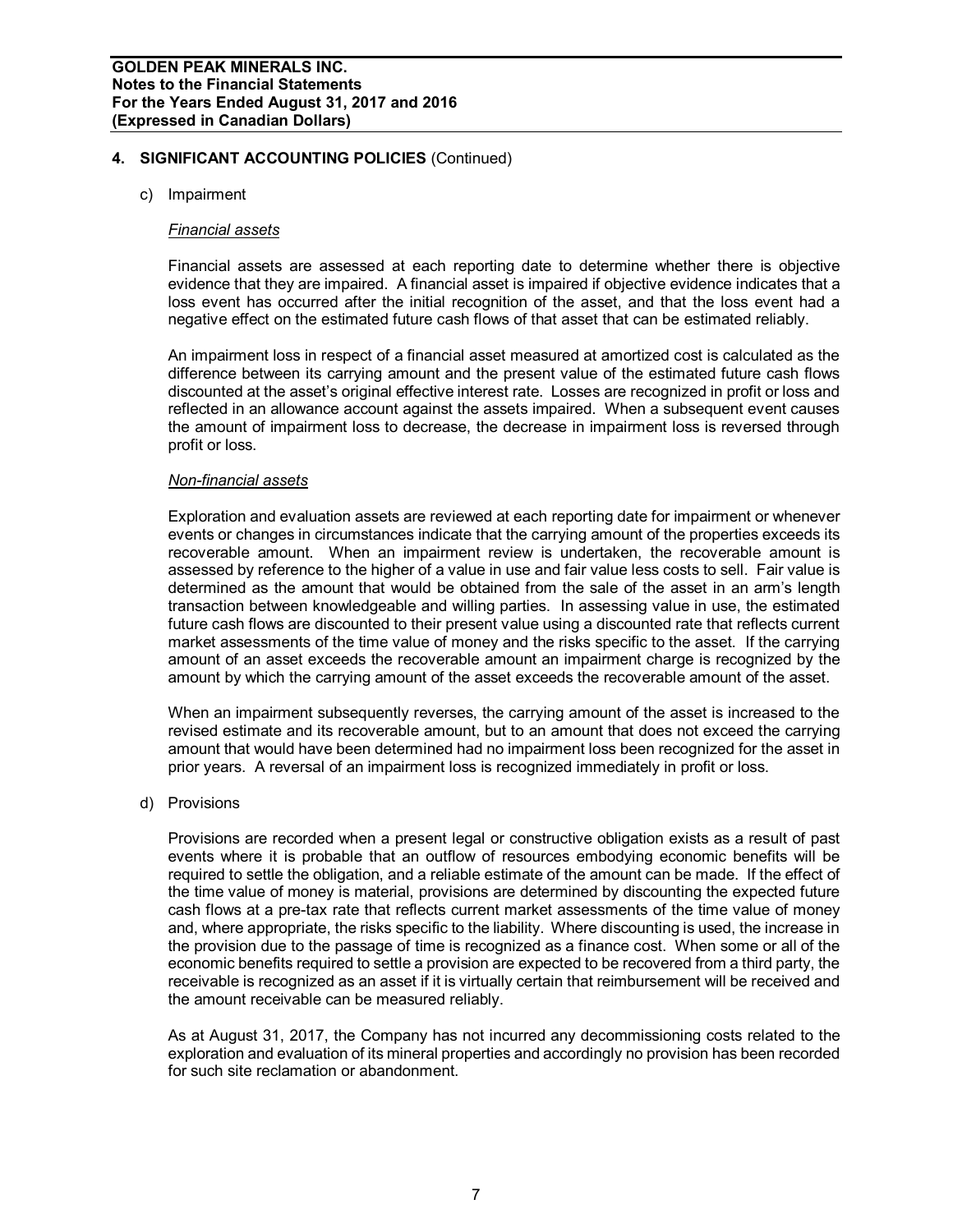## 4. SIGNIFICANT ACCOUNTING POLICIES (Continued)

c) Impairment

*Financial assets*

Financial assets are assessed at each reporting date to determine whether there is objective evidence that they are impaired. A financial asset is impaired if objective evidence indicates that a loss event has occurred after the initial recognition of the asset, and that the loss event had a negative effect on the estimated future cash flows of that asset that can be estimated reliably.

An impairment loss in respect of a financial asset measured at amortized cost is calculated as the difference between its carrying amount and the present value of the estimated future cash flows discounted at the asset's original effective interest rate. Losses are recognized in profit or loss and reflected in an allowance account against the assets impaired. When a subsequent event causes the amount of impairment loss to decrease, the decrease in impairment loss is reversed through profit or loss.

*Non-financial assets*

Exploration and evaluation assets are reviewed at each reporting date for impairment or whenever events or changes in circumstances indicate that the carrying amount of the properties exceeds its recoverable amount. When an impairment review is undertaken, the recoverable amount is assessed by reference to the higher of a value in use and fair value less costs to sell. Fair value is determined as the amount that would be obtained from the sale of the asset in an arm's length transaction between knowledgeable and willing parties. In assessing value in use, the estimated future cash flows are discounted to their present value using a discounted rate that reflects current market assessments of the time value of money and the risks specific to the asset. If the carrying amount of an asset exceeds the recoverable amount an impairment charge is recognized by the amount by which the carrying amount of the asset exceeds the recoverable amount of the asset.

When an impairment subsequently reverses, the carrying amount of the asset is increased to the revised estimate and its recoverable amount, but to an amount that does not exceed the carrying amount that would have been determined had no impairment loss been recognized for the asset in prior years. A reversal of an impairment loss is recognized immediately in profit or loss.

d) Provisions

Provisions are recorded when a present legal or constructive obligation exists as a result of past events where it is probable that an outflow of resources embodying economic benefits will be required to settle the obligation, and a reliable estimate of the amount can be made. If the effect of the time value of money is material, provisions are determined by discounting the expected future cash flows at a pre-tax rate that reflects current market assessments of the time value of money and, where appropriate, the risks specific to the liability. Where discounting is used, the increase in the provision due to the passage of time is recognized as a finance cost. When some or all of the economic benefits required to settle a provision are expected to be recovered from a third party, the receivable is recognized as an asset if it is virtually certain that reimbursement will be received and the amount receivable can be measured reliably.

As at August 31, 2017, the Company has not incurred any decommissioning costs related to the exploration and evaluation of its mineral properties and accordingly no provision has been recorded for such site reclamation or abandonment.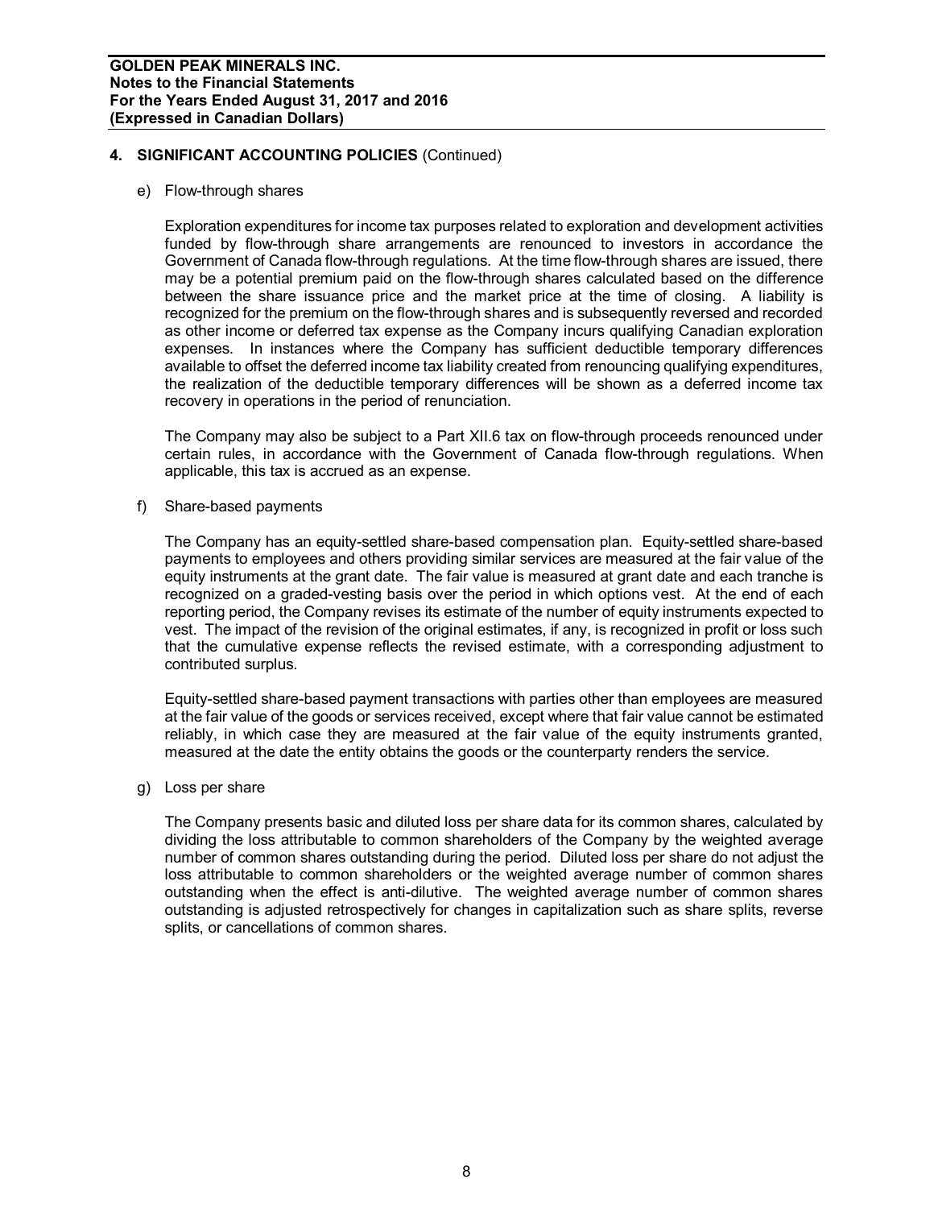## 4. SIGNIFICANT ACCOUNTING POLICIES (Continued)

e) Flow-through shares

Exploration expenditures for income tax purposes related to exploration and development activities funded by flow-through share arrangements are renounced to investors in accordance the Government of Canada flow-through regulations. At the time flow-through shares are issued, there may be a potential premium paid on the flow-through shares calculated based on the difference between the share issuance price and the market price at the time of closing. A liability is recognized for the premium on the flow-through shares and is subsequently reversed and recorded as other income or deferred tax expense as the Company incurs qualifying Canadian exploration expenses. In instances where the Company has sufficient deductible temporary differences available to offset the deferred income tax liability created from renouncing qualifying expenditures, the realization of the deductible temporary differences will be shown as a deferred income tax recovery in operations in the period of renunciation.

The Company may also be subject to a Part XII.6 tax on flow-through proceeds renounced under certain rules, in accordance with the Government of Canada flow-through regulations. When applicable, this tax is accrued as an expense.

f) Share-based payments

The Company has an equity-settled share-based compensation plan. Equity-settled share-based payments to employees and others providing similar services are measured at the fair value of the equity instruments at the grant date. The fair value is measured at grant date and each tranche is recognized on a graded-vesting basis over the period in which options vest. At the end of each reporting period, the Company revises its estimate of the number of equity instruments expected to vest. The impact of the revision of the original estimates, if any, is recognized in profit or loss such that the cumulative expense reflects the revised estimate, with a corresponding adjustment to contributed surplus.

Equity-settled share-based payment transactions with parties other than employees are measured at the fair value of the goods or services received, except where that fair value cannot be estimated reliably, in which case they are measured at the fair value of the equity instruments granted, measured at the date the entity obtains the goods or the counterparty renders the service.

g) Loss per share

The Company presents basic and diluted loss per share data for its common shares, calculated by dividing the loss attributable to common shareholders of the Company by the weighted average number of common shares outstanding during the period. Diluted loss per share do not adjust the loss attributable to common shareholders or the weighted average number of common shares outstanding when the effect is anti-dilutive. The weighted average number of common shares outstanding is adjusted retrospectively for changes in capitalization such as share splits, reverse splits, or cancellations of common shares.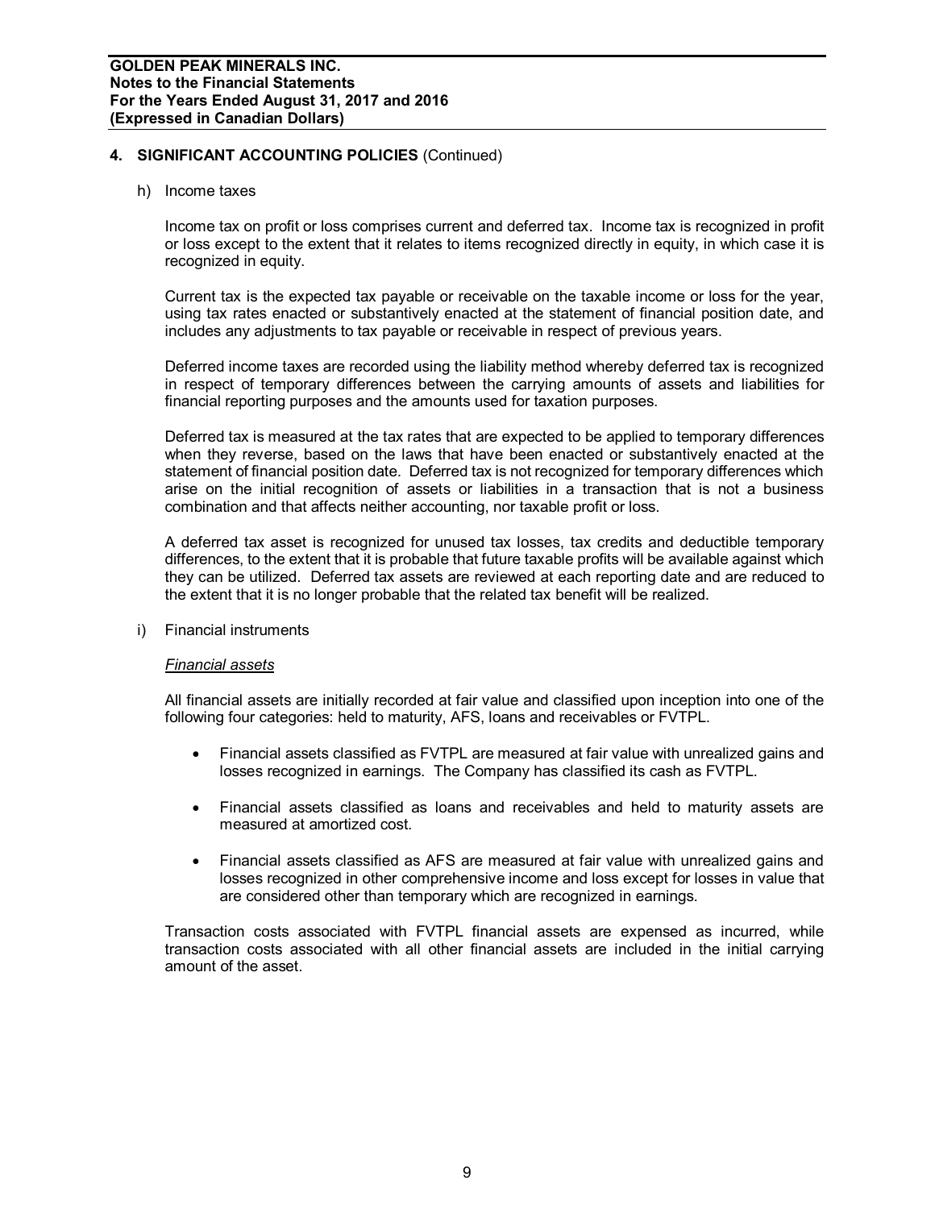## 4. SIGNIFICANT ACCOUNTING POLICIES (Continued)

h) Income taxes

Income tax on profit or loss comprises current and deferred tax. Income tax is recognized in profit or loss except to the extent that it relates to items recognized directly in equity, in which case it is recognized in equity.

Current tax is the expected tax payable or receivable on the taxable income or loss for the year, using tax rates enacted or substantively enacted at the statement of financial position date, and includes any adjustments to tax payable or receivable in respect of previous years.

Deferred income taxes are recorded using the liability method whereby deferred tax is recognized in respect of temporary differences between the carrying amounts of assets and liabilities for financial reporting purposes and the amounts used for taxation purposes.

Deferred tax is measured at the tax rates that are expected to be applied to temporary differences when they reverse, based on the laws that have been enacted or substantively enacted at the statement of financial position date. Deferred tax is not recognized for temporary differences which arise on the initial recognition of assets or liabilities in a transaction that is not a business combination and that affects neither accounting, nor taxable profit or loss.

A deferred tax asset is recognized for unused tax losses, tax credits and deductible temporary differences, to the extent that it is probable that future taxable profits will be available against which they can be utilized. Deferred tax assets are reviewed at each reporting date and are reduced to the extent that it is no longer probable that the related tax benefit will be realized.

i) Financial instruments

*Financial assets*

All financial assets are initially recorded at fair value and classified upon inception into one of the following four categories: held to maturity, AFS, loans and receivables or FVTPL.

- Financial assets classified as FVTPL are measured at fair value with unrealized gains and losses recognized in earnings. The Company has classified its cash as FVTPL.
- Financial assets classified as loans and receivables and held to maturity assets are measured at amortized cost.
- Financial assets classified as AFS are measured at fair value with unrealized gains and losses recognized in other comprehensive income and loss except for losses in value that are considered other than temporary which are recognized in earnings.

Transaction costs associated with FVTPL financial assets are expensed as incurred, while transaction costs associated with all other financial assets are included in the initial carrying amount of the asset.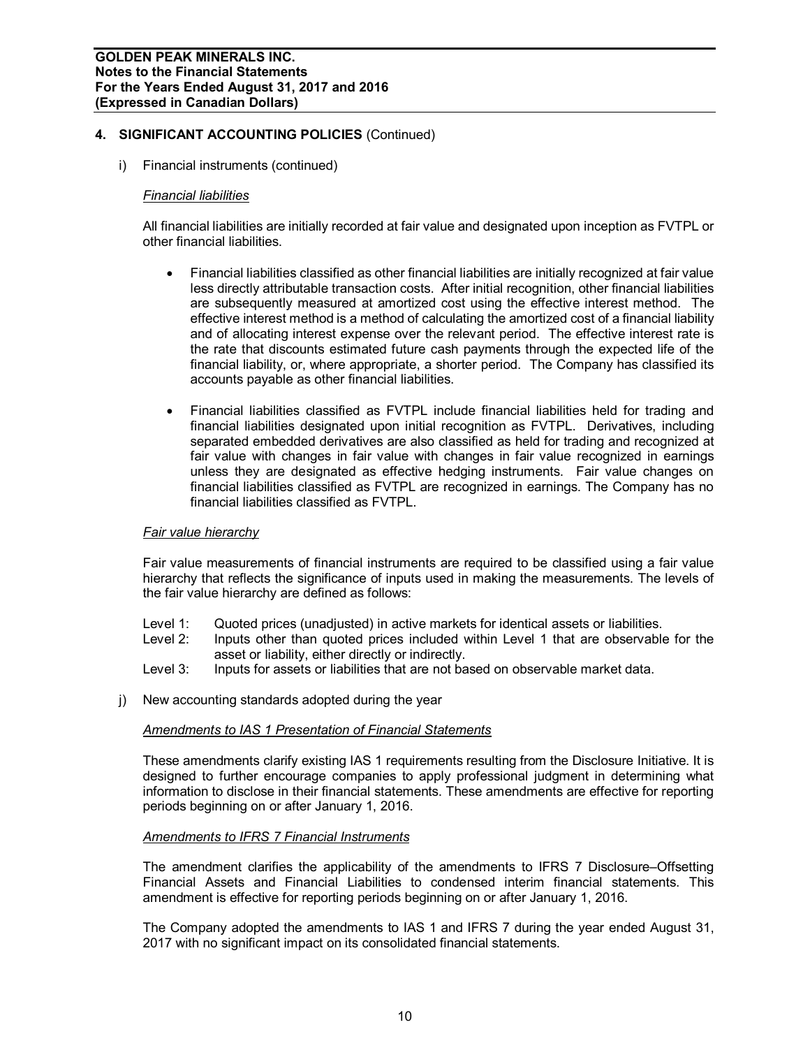## 4. SIGNIFICANT ACCOUNTING POLICIES (Continued)

i) Financial instruments (continued)

*Financial liabilities*

All financial liabilities are initially recorded at fair value and designated upon inception as FVTPL or other financial liabilities.

- Financial liabilities classified as other financial liabilities are initially recognized at fair value less directly attributable transaction costs. After initial recognition, other financial liabilities are subsequently measured at amortized cost using the effective interest method. The effective interest method is a method of calculating the amortized cost of a financial liability and of allocating interest expense over the relevant period. The effective interest rate is the rate that discounts estimated future cash payments through the expected life of the financial liability, or, where appropriate, a shorter period. The Company has classified its accounts payable as other financial liabilities.

- Financial liabilities classified as FVTPL include financial liabilities held for trading and financial liabilities designated upon initial recognition as FVTPL. Derivatives, including separated embedded derivatives are also classified as held for trading and recognized at fair value with changes in fair value with changes in fair value recognized in earnings unless they are designated as effective hedging instruments. Fair value changes on financial liabilities classified as FVTPL are recognized in earnings. The Company has no financial liabilities classified as FVTPL.

*Fair value hierarchy*

Fair value measurements of financial instruments are required to be classified using a fair value hierarchy that reflects the significance of inputs used in making the measurements. The levels of the fair value hierarchy are defined as follows:

Level 1: Quoted prices (unadjusted) in active markets for identical assets or liabilities.
Level 2: Inputs other than quoted prices included within Level 1 that are observable for the asset or liability, either directly or indirectly.
Level 3: Inputs for assets or liabilities that are not based on observable market data.

j) New accounting standards adopted during the year

*Amendments to IAS 1 Presentation of Financial Statements*

These amendments clarify existing IAS 1 requirements resulting from the Disclosure Initiative. It is designed to further encourage companies to apply professional judgment in determining what information to disclose in their financial statements. These amendments are effective for reporting periods beginning on or after January 1, 2016.

*Amendments to IFRS 7 Financial Instruments*

The amendment clarifies the applicability of the amendments to IFRS 7 Disclosure–Offsetting Financial Assets and Financial Liabilities to condensed interim financial statements. This amendment is effective for reporting periods beginning on or after January 1, 2016.

The Company adopted the amendments to IAS 1 and IFRS 7 during the year ended August 31, 2017 with no significant impact on its consolidated financial statements.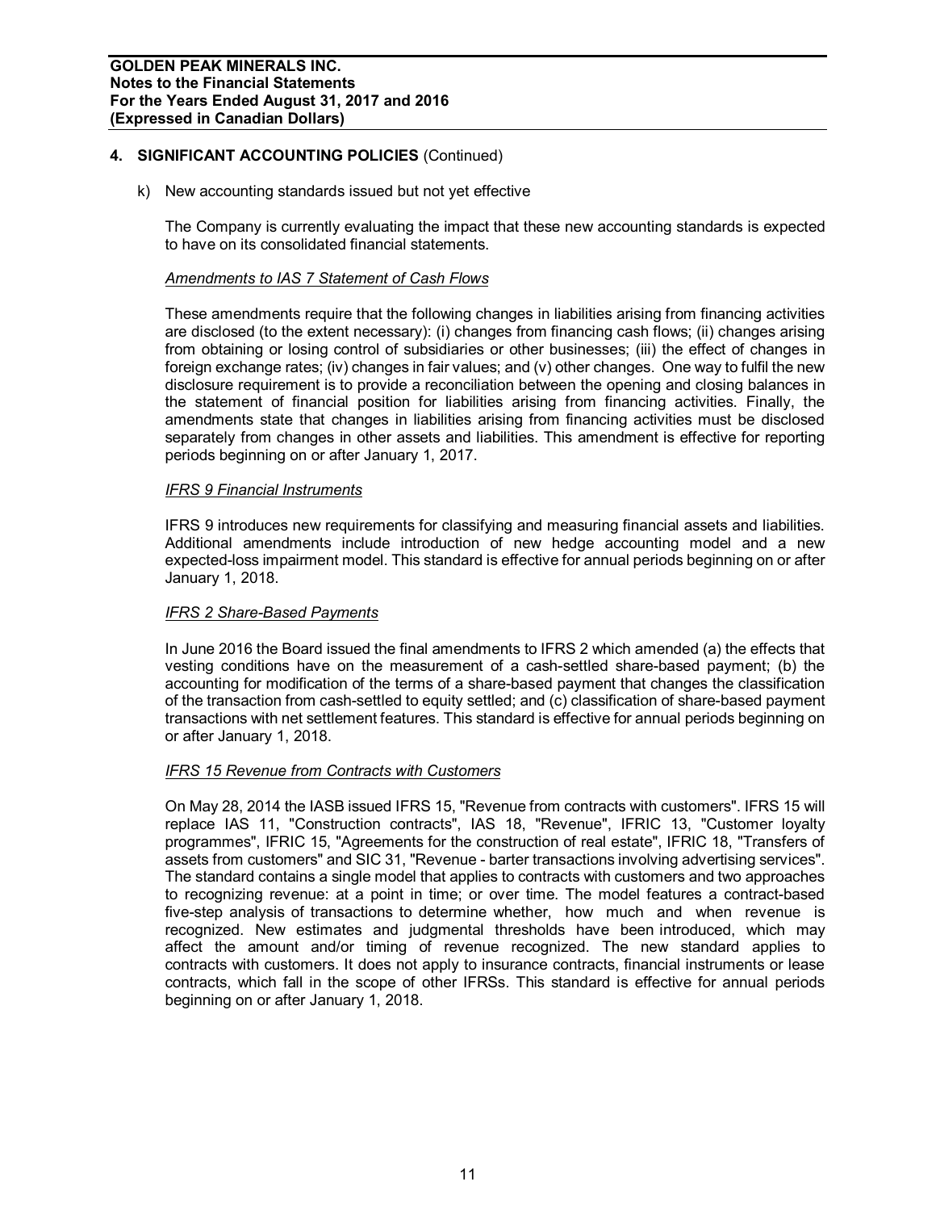## 4. SIGNIFICANT ACCOUNTING POLICIES (Continued)

k) New accounting standards issued but not yet effective

The Company is currently evaluating the impact that these new accounting standards is expected to have on its consolidated financial statements.

*Amendments to IAS 7 Statement of Cash Flows*

These amendments require that the following changes in liabilities arising from financing activities are disclosed (to the extent necessary): (i) changes from financing cash flows; (ii) changes arising from obtaining or losing control of subsidiaries or other businesses; (iii) the effect of changes in foreign exchange rates; (iv) changes in fair values; and (v) other changes. One way to fulfil the new disclosure requirement is to provide a reconciliation between the opening and closing balances in the statement of financial position for liabilities arising from financing activities. Finally, the amendments state that changes in liabilities arising from financing activities must be disclosed separately from changes in other assets and liabilities. This amendment is effective for reporting periods beginning on or after January 1, 2017.

*IFRS 9 Financial Instruments*

IFRS 9 introduces new requirements for classifying and measuring financial assets and liabilities. Additional amendments include introduction of new hedge accounting model and a new expected-loss impairment model. This standard is effective for annual periods beginning on or after January 1, 2018.

*IFRS 2 Share-Based Payments*

In June 2016 the Board issued the final amendments to IFRS 2 which amended (a) the effects that vesting conditions have on the measurement of a cash-settled share-based payment; (b) the accounting for modification of the terms of a share-based payment that changes the classification of the transaction from cash-settled to equity settled; and (c) classification of share-based payment transactions with net settlement features. This standard is effective for annual periods beginning on or after January 1, 2018.

*IFRS 15 Revenue from Contracts with Customers*

On May 28, 2014 the IASB issued IFRS 15, "Revenue from contracts with customers". IFRS 15 will replace IAS 11, "Construction contracts", IAS 18, "Revenue", IFRIC 13, "Customer loyalty programmes", IFRIC 15, "Agreements for the construction of real estate", IFRIC 18, "Transfers of assets from customers" and SIC 31, "Revenue - barter transactions involving advertising services". The standard contains a single model that applies to contracts with customers and two approaches to recognizing revenue: at a point in time; or over time. The model features a contract-based five-step analysis of transactions to determine whether, how much and when revenue is recognized. New estimates and judgmental thresholds have been introduced, which may affect the amount and/or timing of revenue recognized. The new standard applies to contracts with customers. It does not apply to insurance contracts, financial instruments or lease contracts, which fall in the scope of other IFRSs. This standard is effective for annual periods beginning on or after January 1, 2018.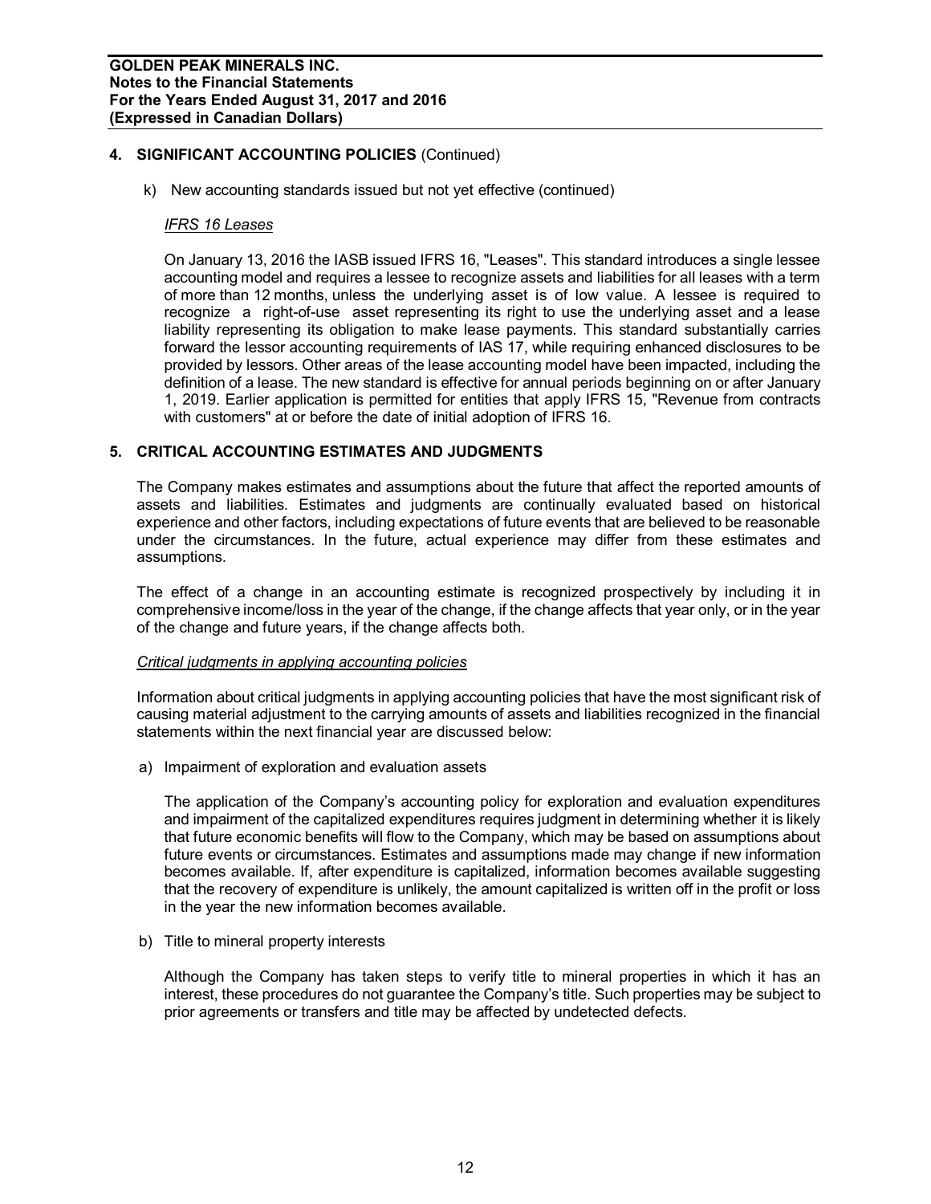## 4. SIGNIFICANT ACCOUNTING POLICIES (Continued)

k) New accounting standards issued but not yet effective (continued)

*IFRS 16 Leases*

On January 13, 2016 the IASB issued IFRS 16, "Leases". This standard introduces a single lessee accounting model and requires a lessee to recognize assets and liabilities for all leases with a term of more than 12 months, unless the underlying asset is of low value. A lessee is required to recognize a right-of-use asset representing its right to use the underlying asset and a lease liability representing its obligation to make lease payments. This standard substantially carries forward the lessor accounting requirements of IAS 17, while requiring enhanced disclosures to be provided by lessors. Other areas of the lease accounting model have been impacted, including the definition of a lease. The new standard is effective for annual periods beginning on or after January 1, 2019. Earlier application is permitted for entities that apply IFRS 15, "Revenue from contracts with customers" at or before the date of initial adoption of IFRS 16.

## 5. CRITICAL ACCOUNTING ESTIMATES AND JUDGMENTS

The Company makes estimates and assumptions about the future that affect the reported amounts of assets and liabilities. Estimates and judgments are continually evaluated based on historical experience and other factors, including expectations of future events that are believed to be reasonable under the circumstances. In the future, actual experience may differ from these estimates and assumptions.

The effect of a change in an accounting estimate is recognized prospectively by including it in comprehensive income/loss in the year of the change, if the change affects that year only, or in the year of the change and future years, if the change affects both.

*Critical judgments in applying accounting policies*

Information about critical judgments in applying accounting policies that have the most significant risk of causing material adjustment to the carrying amounts of assets and liabilities recognized in the financial statements within the next financial year are discussed below:

a) Impairment of exploration and evaluation assets

The application of the Company's accounting policy for exploration and evaluation expenditures and impairment of the capitalized expenditures requires judgment in determining whether it is likely that future economic benefits will flow to the Company, which may be based on assumptions about future events or circumstances. Estimates and assumptions made may change if new information becomes available. If, after expenditure is capitalized, information becomes available suggesting that the recovery of expenditure is unlikely, the amount capitalized is written off in the profit or loss in the year the new information becomes available.

b) Title to mineral property interests

Although the Company has taken steps to verify title to mineral properties in which it has an interest, these procedures do not guarantee the Company's title. Such properties may be subject to prior agreements or transfers and title may be affected by undetected defects.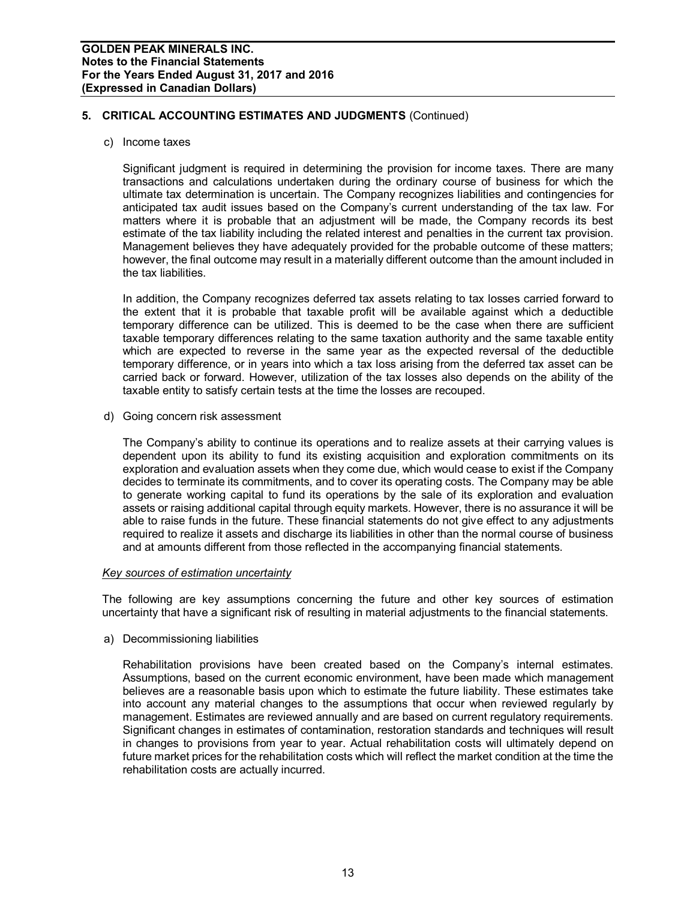## 5. CRITICAL ACCOUNTING ESTIMATES AND JUDGMENTS (Continued)

c) Income taxes

Significant judgment is required in determining the provision for income taxes. There are many transactions and calculations undertaken during the ordinary course of business for which the ultimate tax determination is uncertain. The Company recognizes liabilities and contingencies for anticipated tax audit issues based on the Company's current understanding of the tax law. For matters where it is probable that an adjustment will be made, the Company records its best estimate of the tax liability including the related interest and penalties in the current tax provision. Management believes they have adequately provided for the probable outcome of these matters; however, the final outcome may result in a materially different outcome than the amount included in the tax liabilities.

In addition, the Company recognizes deferred tax assets relating to tax losses carried forward to the extent that it is probable that taxable profit will be available against which a deductible temporary difference can be utilized. This is deemed to be the case when there are sufficient taxable temporary differences relating to the same taxation authority and the same taxable entity which are expected to reverse in the same year as the expected reversal of the deductible temporary difference, or in years into which a tax loss arising from the deferred tax asset can be carried back or forward. However, utilization of the tax losses also depends on the ability of the taxable entity to satisfy certain tests at the time the losses are recouped.

d) Going concern risk assessment

The Company's ability to continue its operations and to realize assets at their carrying values is dependent upon its ability to fund its existing acquisition and exploration commitments on its exploration and evaluation assets when they come due, which would cease to exist if the Company decides to terminate its commitments, and to cover its operating costs. The Company may be able to generate working capital to fund its operations by the sale of its exploration and evaluation assets or raising additional capital through equity markets. However, there is no assurance it will be able to raise funds in the future. These financial statements do not give effect to any adjustments required to realize it assets and discharge its liabilities in other than the normal course of business and at amounts different from those reflected in the accompanying financial statements.

*Key sources of estimation uncertainty*

The following are key assumptions concerning the future and other key sources of estimation uncertainty that have a significant risk of resulting in material adjustments to the financial statements.

a) Decommissioning liabilities

Rehabilitation provisions have been created based on the Company's internal estimates. Assumptions, based on the current economic environment, have been made which management believes are a reasonable basis upon which to estimate the future liability. These estimates take into account any material changes to the assumptions that occur when reviewed regularly by management. Estimates are reviewed annually and are based on current regulatory requirements. Significant changes in estimates of contamination, restoration standards and techniques will result in changes to provisions from year to year. Actual rehabilitation costs will ultimately depend on future market prices for the rehabilitation costs which will reflect the market condition at the time the rehabilitation costs are actually incurred.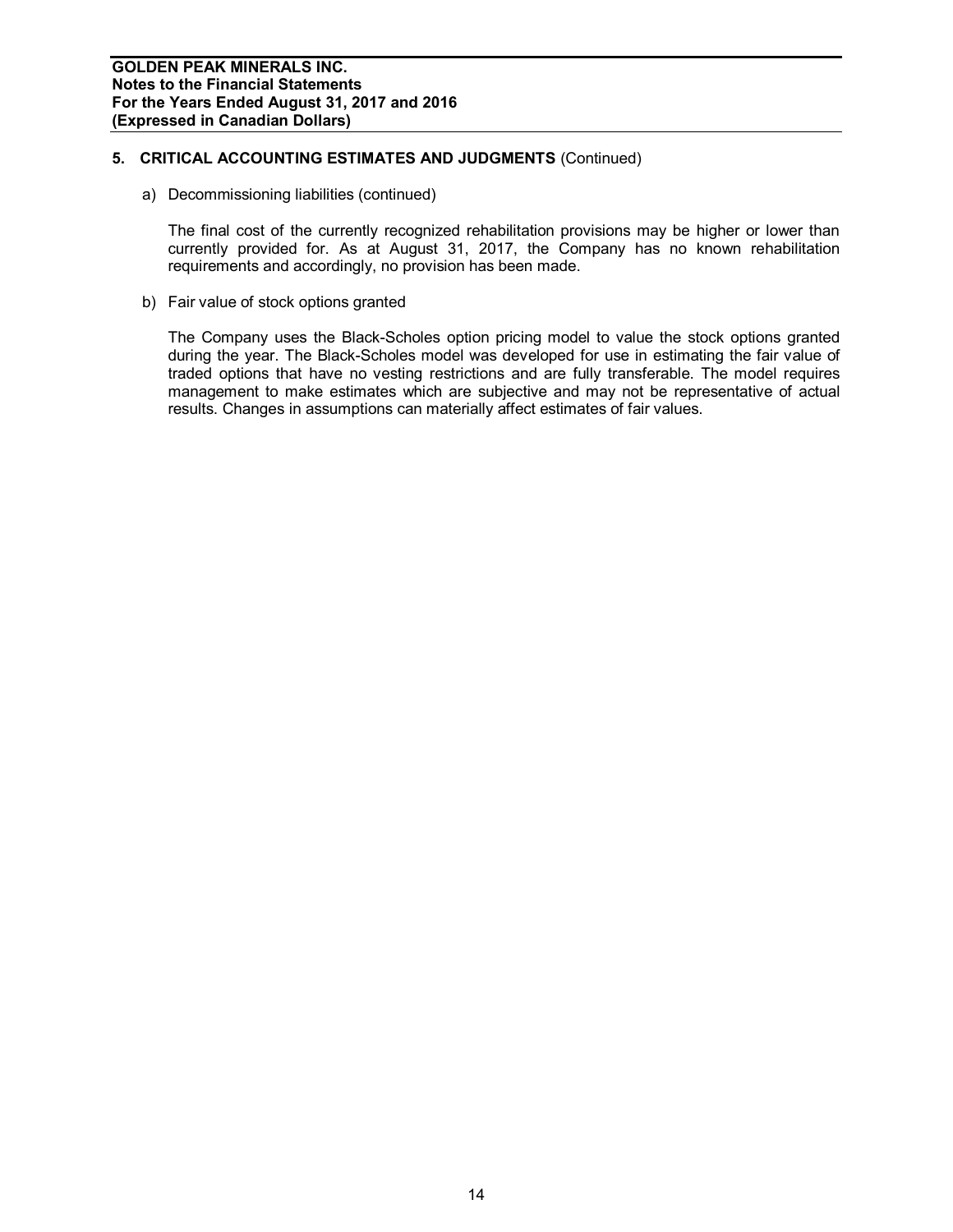## 5. CRITICAL ACCOUNTING ESTIMATES AND JUDGMENTS (Continued)

a) Decommissioning liabilities (continued)

The final cost of the currently recognized rehabilitation provisions may be higher or lower than currently provided for. As at August 31, 2017, the Company has no known rehabilitation requirements and accordingly, no provision has been made.

b) Fair value of stock options granted

The Company uses the Black-Scholes option pricing model to value the stock options granted during the year. The Black-Scholes model was developed for use in estimating the fair value of traded options that have no vesting restrictions and are fully transferable. The model requires management to make estimates which are subjective and may not be representative of actual results. Changes in assumptions can materially affect estimates of fair values.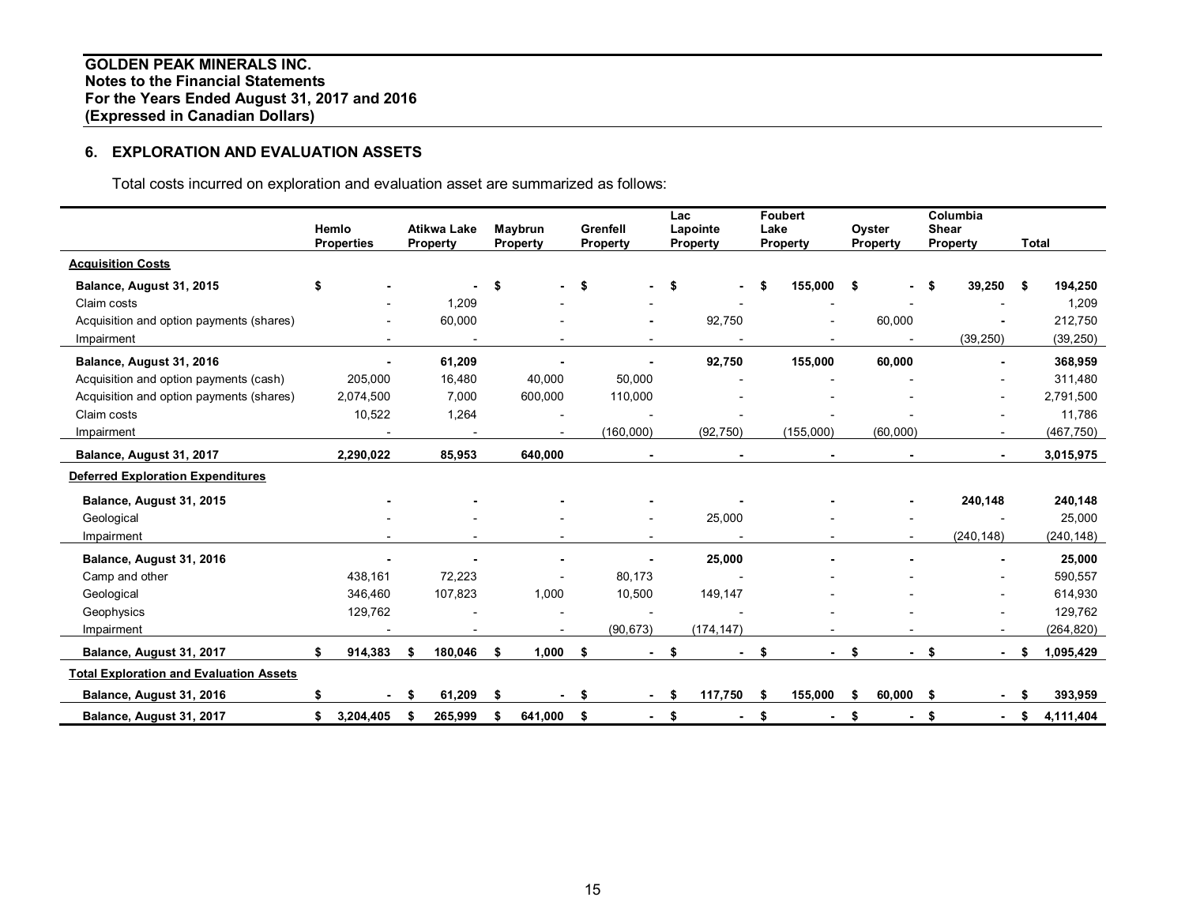**GOLDEN PEAK MINERALS INC.**
**Notes to the Financial Statements**
**For the Years Ended August 31, 2017 and 2016**
**(Expressed in Canadian Dollars)**

## 6. EXPLORATION AND EVALUATION ASSETS

Total costs incurred on exploration and evaluation asset are summarized as follows:

| | Hemlo Properties | Atikwa Lake Property | Maybrun Property | Grenfell Property | Lac Lapointe Property | Foubert Lake Property | Oyster Property | Columbia Shear Property | Total |
|---|---|---|---|---|---|---|---|---|---|
| **Acquisition Costs** | | | | | | | | | |
| **Balance, August 31, 2015** | **$ -** | **-** | **$ -** | **$ -** | **$ -** | **$ 155,000** | **$ -** | **$ 39,250** | **$ 194,250** |
| Claim costs | - | 1,209 | - | - | - | - | - | - | 1,209 |
| Acquisition and option payments (shares) | - | 60,000 | - | - | 92,750 | - | 60,000 | - | 212,750 |
| Impairment | - | - | - | - | - | - | - | (39,250) | (39,250) |
| **Balance, August 31, 2016** | **-** | **61,209** | **-** | **-** | **92,750** | **155,000** | **60,000** | **-** | **368,959** |
| Acquisition and option payments (cash) | 205,000 | 16,480 | 40,000 | 50,000 | - | - | - | - | 311,480 |
| Acquisition and option payments (shares) | 2,074,500 | 7,000 | 600,000 | 110,000 | - | - | - | - | 2,791,500 |
| Claim costs | 10,522 | 1,264 | - | - | - | - | - | - | 11,786 |
| Impairment | - | - | - | (160,000) | (92,750) | (155,000) | (60,000) | - | (467,750) |
| **Balance, August 31, 2017** | **2,290,022** | **85,953** | **640,000** | **-** | **-** | **-** | **-** | **-** | **3,015,975** |
| **Deferred Exploration Expenditures** | | | | | | | | | |
| **Balance, August 31, 2015** | **-** | **-** | **-** | **-** | **-** | **-** | **-** | **240,148** | **240,148** |
| Geological | - | - | - | - | 25,000 | - | - | - | 25,000 |
| Impairment | - | - | - | - | - | - | - | (240,148) | (240,148) |
| **Balance, August 31, 2016** | **-** | **-** | **-** | **-** | **25,000** | **-** | **-** | **-** | **25,000** |
| Camp and other | 438,161 | 72,223 | - | 80,173 | - | - | - | - | 590,557 |
| Geological | 346,460 | 107,823 | 1,000 | 10,500 | 149,147 | - | - | - | 614,930 |
| Geophysics | 129,762 | - | - | - | - | - | - | - | 129,762 |
| Impairment | - | - | - | (90,673) | (174,147) | - | - | - | (264,820) |
| **Balance, August 31, 2017** | **$ 914,383** | **$ 180,046** | **$ 1,000** | **$ -** | **$ -** | **$ -** | **$ -** | **$ -** | **$ 1,095,429** |
| **Total Exploration and Evaluation Assets** | | | | | | | | | |
| **Balance, August 31, 2016** | **$ -** | **$ 61,209** | **$ -** | **$ -** | **$ 117,750** | **$ 155,000** | **$ 60,000** | **$ -** | **$ 393,959** |
| **Balance, August 31, 2017** | **$ 3,204,405** | **$ 265,999** | **$ 641,000** | **$ -** | **$ -** | **$ -** | **$ -** | **$ -** | **$ 4,111,404** |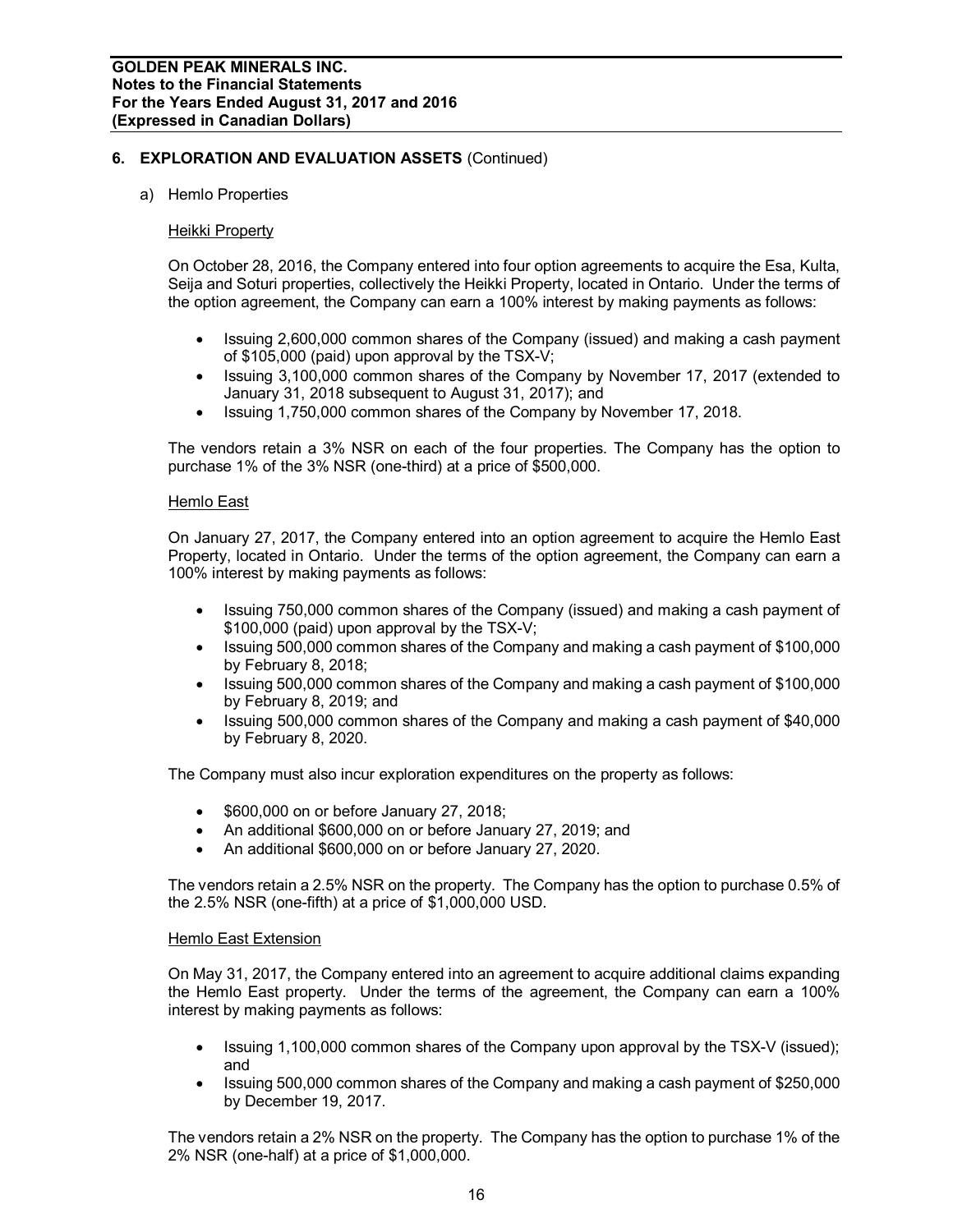## 6. EXPLORATION AND EVALUATION ASSETS (Continued)

a) Hemlo Properties

**Heikki Property**

On October 28, 2016, the Company entered into four option agreements to acquire the Esa, Kulta, Seija and Soturi properties, collectively the Heikki Property, located in Ontario. Under the terms of the option agreement, the Company can earn a 100% interest by making payments as follows:

- Issuing 2,600,000 common shares of the Company (issued) and making a cash payment of $105,000 (paid) upon approval by the TSX-V;
- Issuing 3,100,000 common shares of the Company by November 17, 2017 (extended to January 31, 2018 subsequent to August 31, 2017); and
- Issuing 1,750,000 common shares of the Company by November 17, 2018.

The vendors retain a 3% NSR on each of the four properties. The Company has the option to purchase 1% of the 3% NSR (one-third) at a price of $500,000.

**Hemlo East**

On January 27, 2017, the Company entered into an option agreement to acquire the Hemlo East Property, located in Ontario. Under the terms of the option agreement, the Company can earn a 100% interest by making payments as follows:

- Issuing 750,000 common shares of the Company (issued) and making a cash payment of $100,000 (paid) upon approval by the TSX-V;
- Issuing 500,000 common shares of the Company and making a cash payment of $100,000 by February 8, 2018;
- Issuing 500,000 common shares of the Company and making a cash payment of $100,000 by February 8, 2019; and
- Issuing 500,000 common shares of the Company and making a cash payment of $40,000 by February 8, 2020.

The Company must also incur exploration expenditures on the property as follows:

- $600,000 on or before January 27, 2018;
- An additional $600,000 on or before January 27, 2019; and
- An additional $600,000 on or before January 27, 2020.

The vendors retain a 2.5% NSR on the property. The Company has the option to purchase 0.5% of the 2.5% NSR (one-fifth) at a price of $1,000,000 USD.

**Hemlo East Extension**

On May 31, 2017, the Company entered into an agreement to acquire additional claims expanding the Hemlo East property. Under the terms of the agreement, the Company can earn a 100% interest by making payments as follows:

- Issuing 1,100,000 common shares of the Company upon approval by the TSX-V (issued); and
- Issuing 500,000 common shares of the Company and making a cash payment of $250,000 by December 19, 2017.

The vendors retain a 2% NSR on the property. The Company has the option to purchase 1% of the 2% NSR (one-half) at a price of $1,000,000.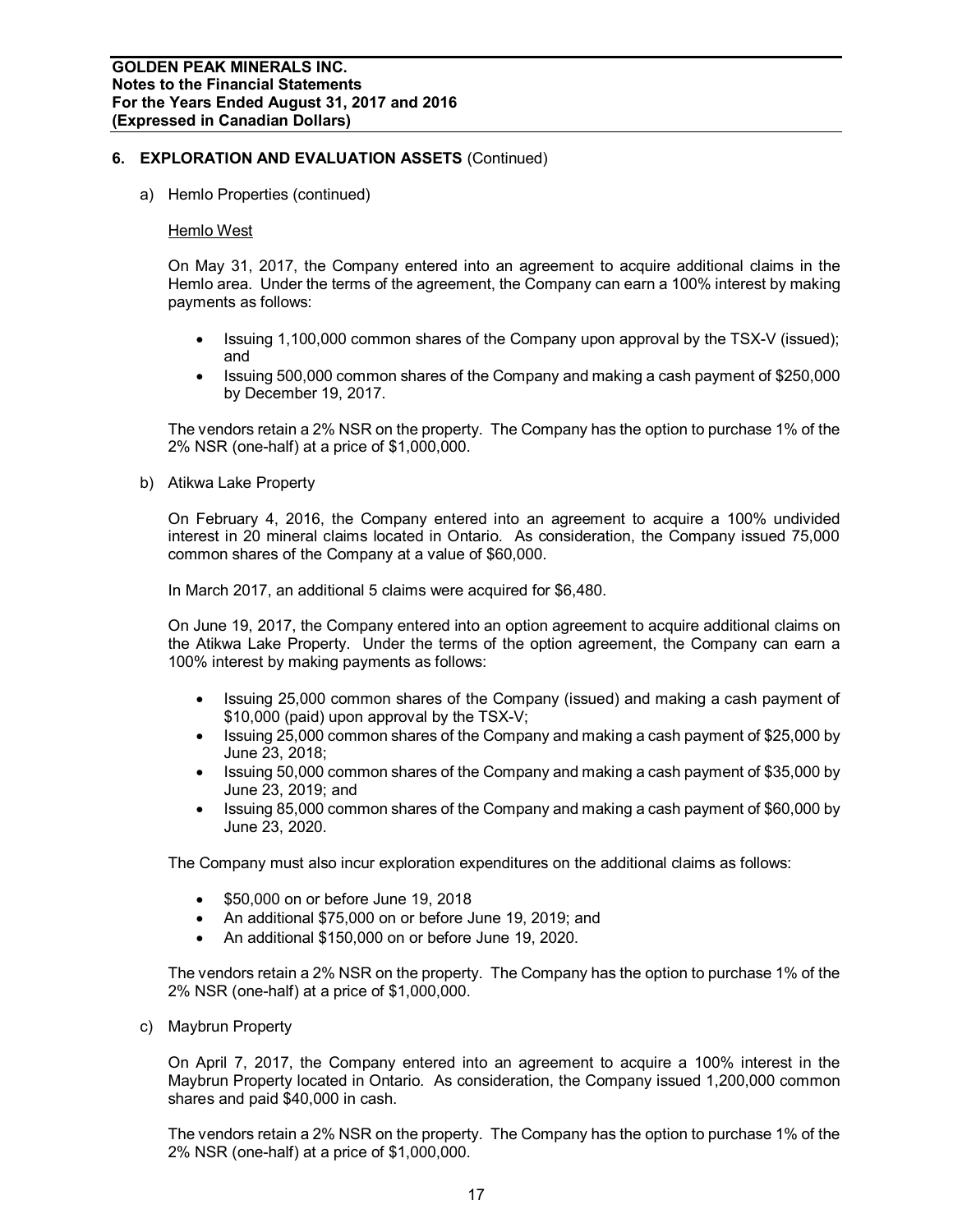## 6. EXPLORATION AND EVALUATION ASSETS (Continued)

a) Hemlo Properties (continued)

Hemlo West

On May 31, 2017, the Company entered into an agreement to acquire additional claims in the Hemlo area. Under the terms of the agreement, the Company can earn a 100% interest by making payments as follows:

- Issuing 1,100,000 common shares of the Company upon approval by the TSX-V (issued); and
- Issuing 500,000 common shares of the Company and making a cash payment of $250,000 by December 19, 2017.

The vendors retain a 2% NSR on the property. The Company has the option to purchase 1% of the 2% NSR (one-half) at a price of $1,000,000.

b) Atikwa Lake Property

On February 4, 2016, the Company entered into an agreement to acquire a 100% undivided interest in 20 mineral claims located in Ontario. As consideration, the Company issued 75,000 common shares of the Company at a value of $60,000.

In March 2017, an additional 5 claims were acquired for $6,480.

On June 19, 2017, the Company entered into an option agreement to acquire additional claims on the Atikwa Lake Property. Under the terms of the option agreement, the Company can earn a 100% interest by making payments as follows:

- Issuing 25,000 common shares of the Company (issued) and making a cash payment of $10,000 (paid) upon approval by the TSX-V;
- Issuing 25,000 common shares of the Company and making a cash payment of $25,000 by June 23, 2018;
- Issuing 50,000 common shares of the Company and making a cash payment of $35,000 by June 23, 2019; and
- Issuing 85,000 common shares of the Company and making a cash payment of $60,000 by June 23, 2020.

The Company must also incur exploration expenditures on the additional claims as follows:

- $50,000 on or before June 19, 2018
- An additional $75,000 on or before June 19, 2019; and
- An additional $150,000 on or before June 19, 2020.

The vendors retain a 2% NSR on the property. The Company has the option to purchase 1% of the 2% NSR (one-half) at a price of $1,000,000.

c) Maybrun Property

On April 7, 2017, the Company entered into an agreement to acquire a 100% interest in the Maybrun Property located in Ontario. As consideration, the Company issued 1,200,000 common shares and paid $40,000 in cash.

The vendors retain a 2% NSR on the property. The Company has the option to purchase 1% of the 2% NSR (one-half) at a price of $1,000,000.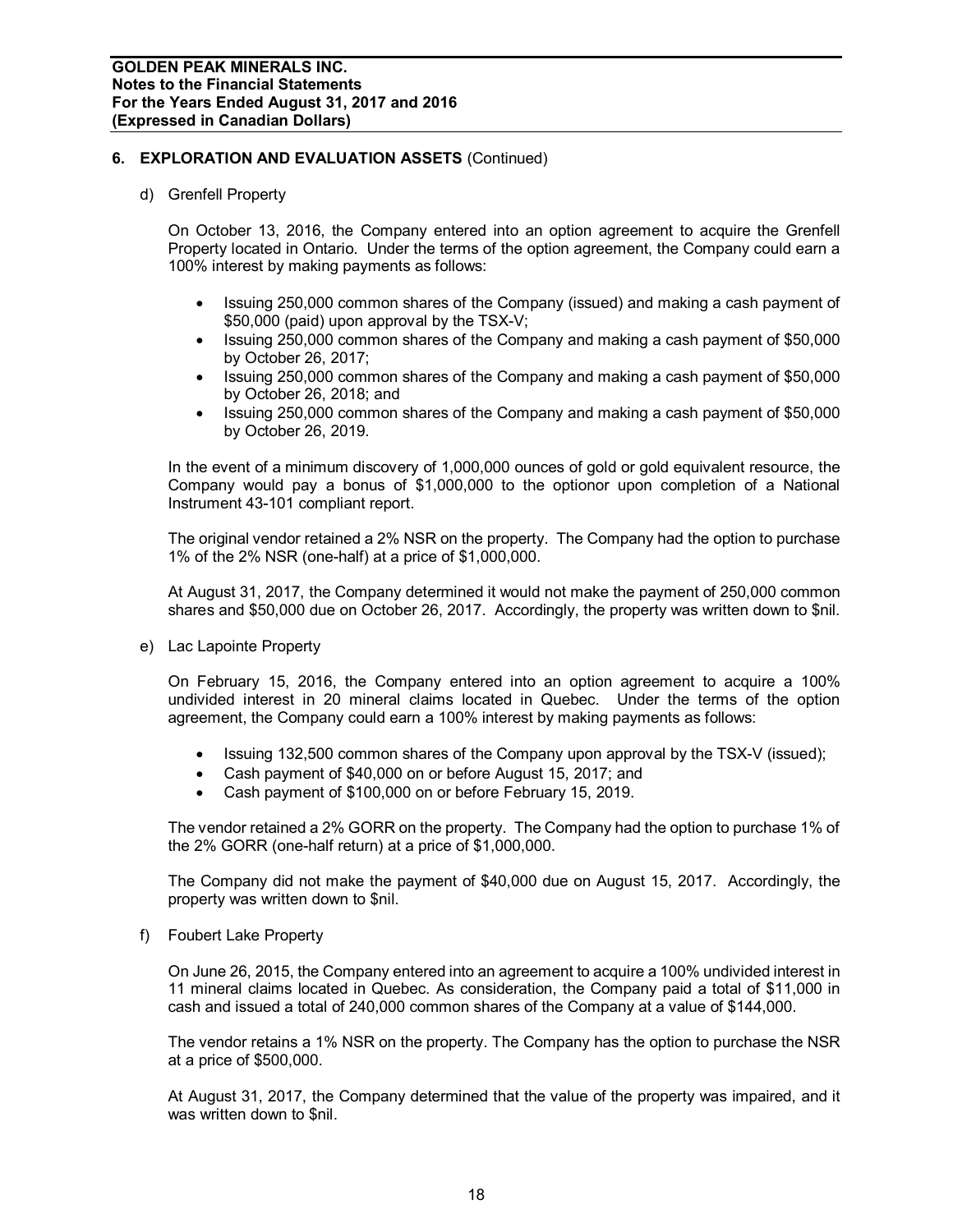## 6. EXPLORATION AND EVALUATION ASSETS (Continued)

d) Grenfell Property

On October 13, 2016, the Company entered into an option agreement to acquire the Grenfell Property located in Ontario. Under the terms of the option agreement, the Company could earn a 100% interest by making payments as follows:

- Issuing 250,000 common shares of the Company (issued) and making a cash payment of $50,000 (paid) upon approval by the TSX-V;
- Issuing 250,000 common shares of the Company and making a cash payment of $50,000 by October 26, 2017;
- Issuing 250,000 common shares of the Company and making a cash payment of $50,000 by October 26, 2018; and
- Issuing 250,000 common shares of the Company and making a cash payment of $50,000 by October 26, 2019.

In the event of a minimum discovery of 1,000,000 ounces of gold or gold equivalent resource, the Company would pay a bonus of $1,000,000 to the optionor upon completion of a National Instrument 43-101 compliant report.

The original vendor retained a 2% NSR on the property. The Company had the option to purchase 1% of the 2% NSR (one-half) at a price of $1,000,000.

At August 31, 2017, the Company determined it would not make the payment of 250,000 common shares and $50,000 due on October 26, 2017. Accordingly, the property was written down to $nil.

e) Lac Lapointe Property

On February 15, 2016, the Company entered into an option agreement to acquire a 100% undivided interest in 20 mineral claims located in Quebec. Under the terms of the option agreement, the Company could earn a 100% interest by making payments as follows:

- Issuing 132,500 common shares of the Company upon approval by the TSX-V (issued);
- Cash payment of $40,000 on or before August 15, 2017; and
- Cash payment of $100,000 on or before February 15, 2019.

The vendor retained a 2% GORR on the property. The Company had the option to purchase 1% of the 2% GORR (one-half return) at a price of $1,000,000.

The Company did not make the payment of $40,000 due on August 15, 2017. Accordingly, the property was written down to $nil.

f) Foubert Lake Property

On June 26, 2015, the Company entered into an agreement to acquire a 100% undivided interest in 11 mineral claims located in Quebec. As consideration, the Company paid a total of $11,000 in cash and issued a total of 240,000 common shares of the Company at a value of $144,000.

The vendor retains a 1% NSR on the property. The Company has the option to purchase the NSR at a price of $500,000.

At August 31, 2017, the Company determined that the value of the property was impaired, and it was written down to $nil.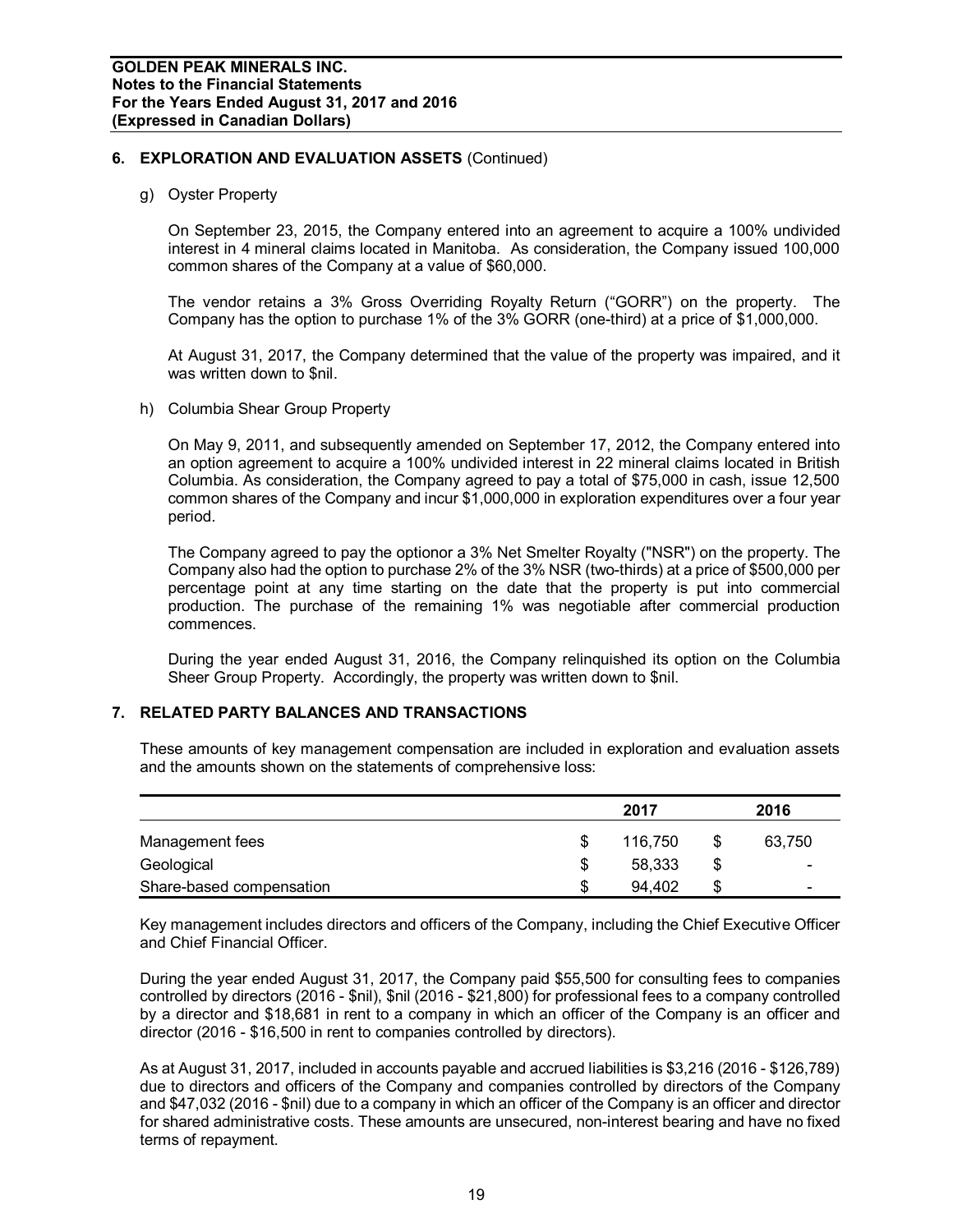## 6. EXPLORATION AND EVALUATION ASSETS (Continued)

g) Oyster Property

On September 23, 2015, the Company entered into an agreement to acquire a 100% undivided interest in 4 mineral claims located in Manitoba. As consideration, the Company issued 100,000 common shares of the Company at a value of $60,000.

The vendor retains a 3% Gross Overriding Royalty Return ("GORR") on the property. The Company has the option to purchase 1% of the 3% GORR (one-third) at a price of $1,000,000.

At August 31, 2017, the Company determined that the value of the property was impaired, and it was written down to $nil.

h) Columbia Shear Group Property

On May 9, 2011, and subsequently amended on September 17, 2012, the Company entered into an option agreement to acquire a 100% undivided interest in 22 mineral claims located in British Columbia. As consideration, the Company agreed to pay a total of $75,000 in cash, issue 12,500 common shares of the Company and incur $1,000,000 in exploration expenditures over a four year period.

The Company agreed to pay the optionor a 3% Net Smelter Royalty ("NSR") on the property. The Company also had the option to purchase 2% of the 3% NSR (two-thirds) at a price of $500,000 per percentage point at any time starting on the date that the property is put into commercial production. The purchase of the remaining 1% was negotiable after commercial production commences.

During the year ended August 31, 2016, the Company relinquished its option on the Columbia Sheer Group Property. Accordingly, the property was written down to $nil.

## 7. RELATED PARTY BALANCES AND TRANSACTIONS

These amounts of key management compensation are included in exploration and evaluation assets and the amounts shown on the statements of comprehensive loss:

| | | 2017 | | 2016 |
|---|---|---|---|---|
| Management fees | $ | 116,750 | $ | 63,750 |
| Geological | $ | 58,333 | $ | - |
| Share-based compensation | $ | 94,402 | $ | - |

Key management includes directors and officers of the Company, including the Chief Executive Officer and Chief Financial Officer.

During the year ended August 31, 2017, the Company paid $55,500 for consulting fees to companies controlled by directors (2016 - $nil), $nil (2016 - $21,800) for professional fees to a company controlled by a director and $18,681 in rent to a company in which an officer of the Company is an officer and director (2016 - $16,500 in rent to companies controlled by directors).

As at August 31, 2017, included in accounts payable and accrued liabilities is $3,216 (2016 - $126,789) due to directors and officers of the Company and companies controlled by directors of the Company and $47,032 (2016 - $nil) due to a company in which an officer of the Company is an officer and director for shared administrative costs. These amounts are unsecured, non-interest bearing and have no fixed terms of repayment.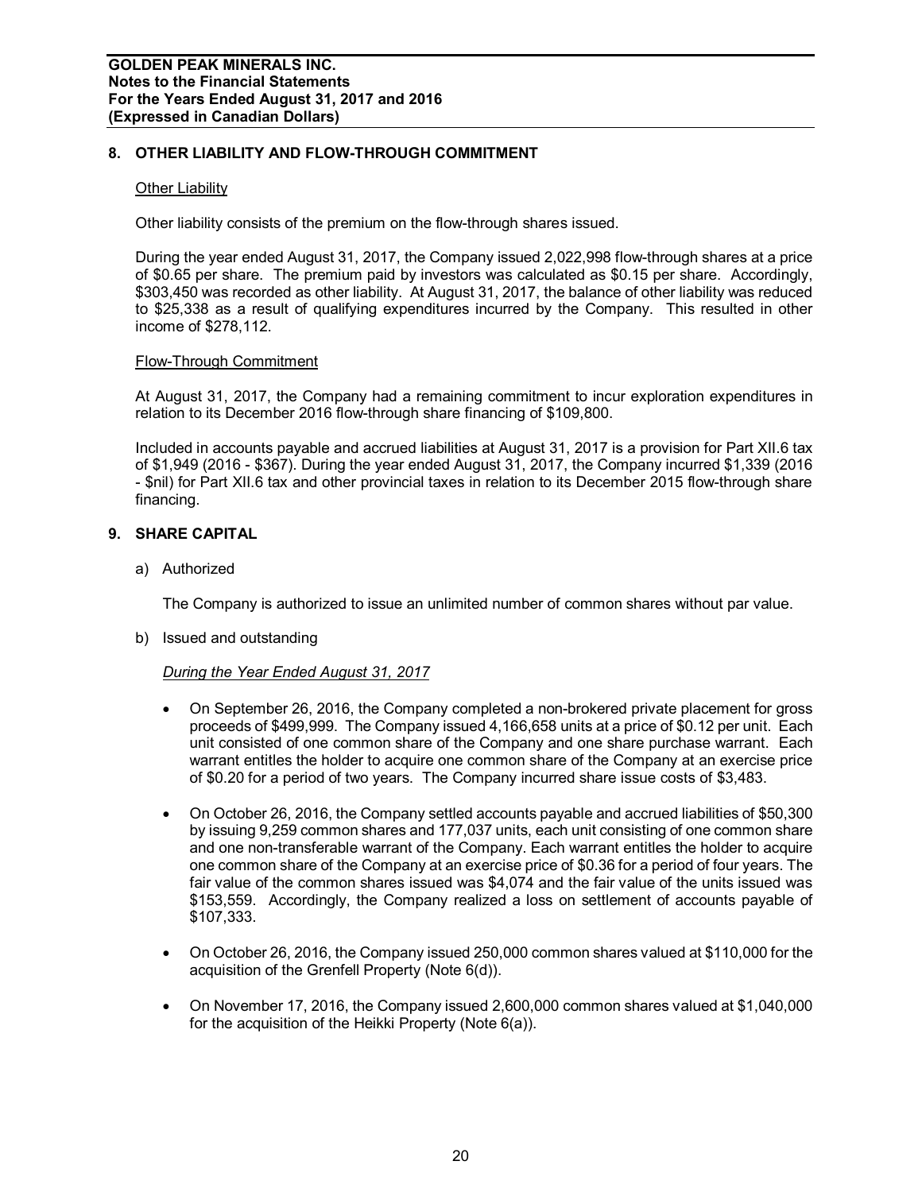## 8. OTHER LIABILITY AND FLOW-THROUGH COMMITMENT

Other Liability

Other liability consists of the premium on the flow-through shares issued.

During the year ended August 31, 2017, the Company issued 2,022,998 flow-through shares at a price of $0.65 per share. The premium paid by investors was calculated as $0.15 per share. Accordingly, $303,450 was recorded as other liability. At August 31, 2017, the balance of other liability was reduced to $25,338 as a result of qualifying expenditures incurred by the Company. This resulted in other income of $278,112.

Flow-Through Commitment

At August 31, 2017, the Company had a remaining commitment to incur exploration expenditures in relation to its December 2016 flow-through share financing of $109,800.

Included in accounts payable and accrued liabilities at August 31, 2017 is a provision for Part XII.6 tax of $1,949 (2016 - $367). During the year ended August 31, 2017, the Company incurred $1,339 (2016 - $nil) for Part XII.6 tax and other provincial taxes in relation to its December 2015 flow-through share financing.

## 9. SHARE CAPITAL

a) Authorized

The Company is authorized to issue an unlimited number of common shares without par value.

b) Issued and outstanding

*During the Year Ended August 31, 2017*

- On September 26, 2016, the Company completed a non-brokered private placement for gross proceeds of $499,999. The Company issued 4,166,658 units at a price of $0.12 per unit. Each unit consisted of one common share of the Company and one share purchase warrant. Each warrant entitles the holder to acquire one common share of the Company at an exercise price of $0.20 for a period of two years. The Company incurred share issue costs of $3,483.
- On October 26, 2016, the Company settled accounts payable and accrued liabilities of $50,300 by issuing 9,259 common shares and 177,037 units, each unit consisting of one common share and one non-transferable warrant of the Company. Each warrant entitles the holder to acquire one common share of the Company at an exercise price of $0.36 for a period of four years. The fair value of the common shares issued was $4,074 and the fair value of the units issued was $153,559. Accordingly, the Company realized a loss on settlement of accounts payable of $107,333.
- On October 26, 2016, the Company issued 250,000 common shares valued at $110,000 for the acquisition of the Grenfell Property (Note 6(d)).
- On November 17, 2016, the Company issued 2,600,000 common shares valued at $1,040,000 for the acquisition of the Heikki Property (Note 6(a)).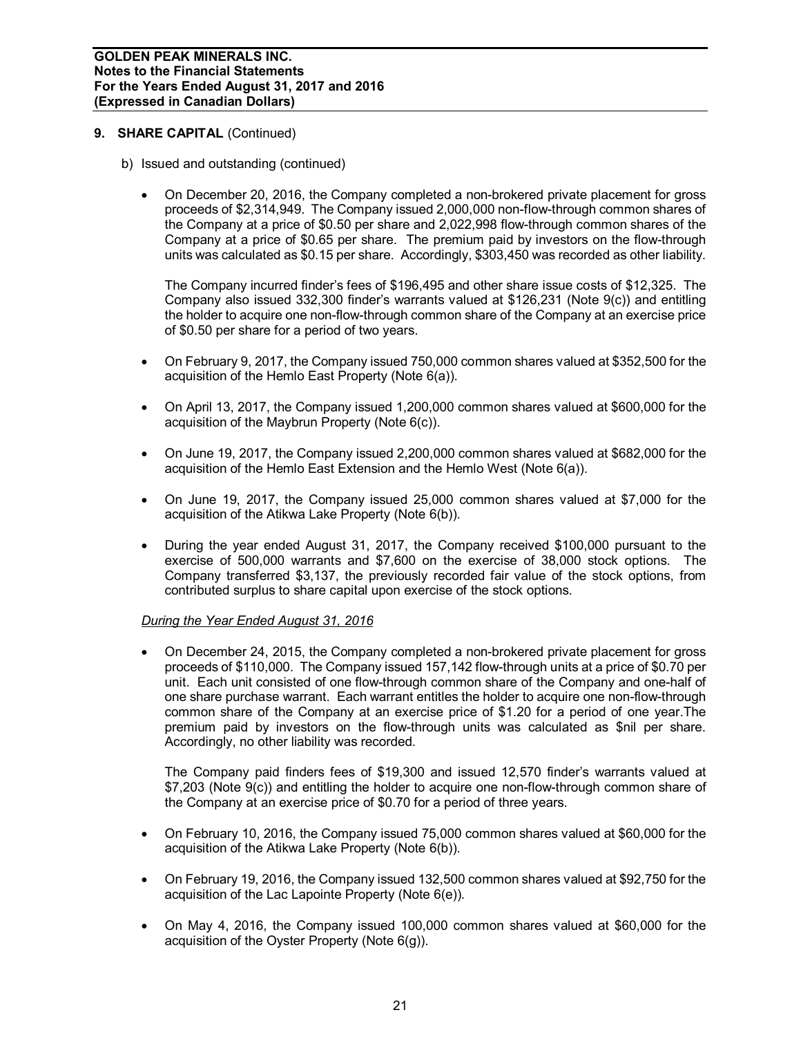## 9. SHARE CAPITAL (Continued)

b) Issued and outstanding (continued)

- On December 20, 2016, the Company completed a non-brokered private placement for gross proceeds of $2,314,949. The Company issued 2,000,000 non-flow-through common shares of the Company at a price of $0.50 per share and 2,022,998 flow-through common shares of the Company at a price of $0.65 per share. The premium paid by investors on the flow-through units was calculated as $0.15 per share. Accordingly, $303,450 was recorded as other liability.

  The Company incurred finder's fees of $196,495 and other share issue costs of $12,325. The Company also issued 332,300 finder's warrants valued at $126,231 (Note 9(c)) and entitling the holder to acquire one non-flow-through common share of the Company at an exercise price of $0.50 per share for a period of two years.

- On February 9, 2017, the Company issued 750,000 common shares valued at $352,500 for the acquisition of the Hemlo East Property (Note 6(a)).
- On April 13, 2017, the Company issued 1,200,000 common shares valued at $600,000 for the acquisition of the Maybrun Property (Note 6(c)).
- On June 19, 2017, the Company issued 2,200,000 common shares valued at $682,000 for the acquisition of the Hemlo East Extension and the Hemlo West (Note 6(a)).
- On June 19, 2017, the Company issued 25,000 common shares valued at $7,000 for the acquisition of the Atikwa Lake Property (Note 6(b)).
- During the year ended August 31, 2017, the Company received $100,000 pursuant to the exercise of 500,000 warrants and $7,600 on the exercise of 38,000 stock options. The Company transferred $3,137, the previously recorded fair value of the stock options, from contributed surplus to share capital upon exercise of the stock options.

*During the Year Ended August 31, 2016*

- On December 24, 2015, the Company completed a non-brokered private placement for gross proceeds of $110,000. The Company issued 157,142 flow-through units at a price of $0.70 per unit. Each unit consisted of one flow-through common share of the Company and one-half of one share purchase warrant. Each warrant entitles the holder to acquire one non-flow-through common share of the Company at an exercise price of $1.20 for a period of one year.The premium paid by investors on the flow-through units was calculated as $nil per share. Accordingly, no other liability was recorded.

  The Company paid finders fees of $19,300 and issued 12,570 finder's warrants valued at $7,203 (Note 9(c)) and entitling the holder to acquire one non-flow-through common share of the Company at an exercise price of $0.70 for a period of three years.

- On February 10, 2016, the Company issued 75,000 common shares valued at $60,000 for the acquisition of the Atikwa Lake Property (Note 6(b)).
- On February 19, 2016, the Company issued 132,500 common shares valued at $92,750 for the acquisition of the Lac Lapointe Property (Note 6(e)).
- On May 4, 2016, the Company issued 100,000 common shares valued at $60,000 for the acquisition of the Oyster Property (Note 6(g)).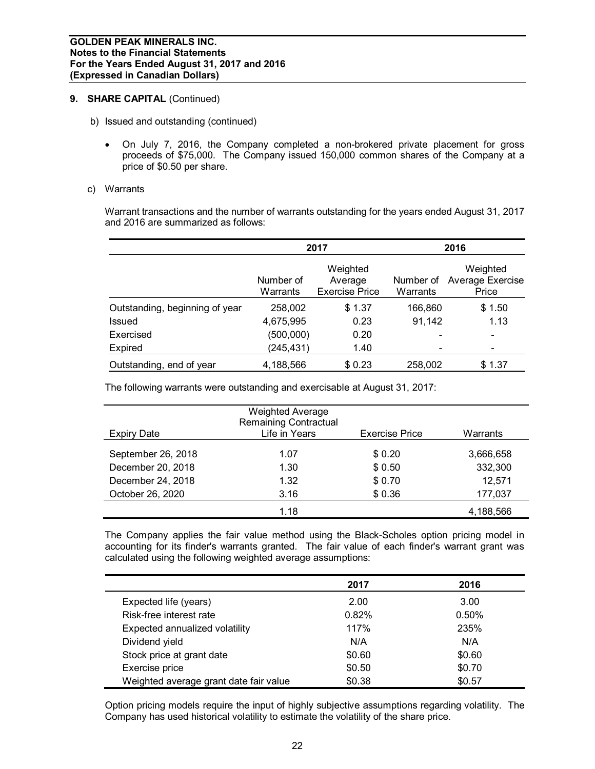## 9. SHARE CAPITAL (Continued)

b) Issued and outstanding (continued)

- On July 7, 2016, the Company completed a non-brokered private placement for gross proceeds of $75,000. The Company issued 150,000 common shares of the Company at a price of $0.50 per share.

c) Warrants

Warrant transactions and the number of warrants outstanding for the years ended August 31, 2017 and 2016 are summarized as follows:

| | 2017 | | 2016 | |
|---|---|---|---|---|
| | Number of Warrants | Weighted Average Exercise Price | Number of Warrants | Weighted Average Exercise Price |
| Outstanding, beginning of year | 258,002 | $ 1.37 | 166,860 | $ 1.50 |
| Issued | 4,675,995 | 0.23 | 91,142 | 1.13 |
| Exercised | (500,000) | 0.20 | - | - |
| Expired | (245,431) | 1.40 | - | - |
| Outstanding, end of year | 4,188,566 | $ 0.23 | 258,002 | $ 1.37 |

The following warrants were outstanding and exercisable at August 31, 2017:

| Expiry Date | Weighted Average Remaining Contractual Life in Years | Exercise Price | Warrants |
|---|---|---|---|
| September 26, 2018 | 1.07 | $ 0.20 | 3,666,658 |
| December 20, 2018 | 1.30 | $ 0.50 | 332,300 |
| December 24, 2018 | 1.32 | $ 0.70 | 12,571 |
| October 26, 2020 | 3.16 | $ 0.36 | 177,037 |
| | 1.18 | | 4,188,566 |

The Company applies the fair value method using the Black-Scholes option pricing model in accounting for its finder's warrants granted. The fair value of each finder's warrant grant was calculated using the following weighted average assumptions:

| | 2017 | 2016 |
|---|---|---|
| Expected life (years) | 2.00 | 3.00 |
| Risk-free interest rate | 0.82% | 0.50% |
| Expected annualized volatility | 117% | 235% |
| Dividend yield | N/A | N/A |
| Stock price at grant date | $0.60 | $0.60 |
| Exercise price | $0.50 | $0.70 |
| Weighted average grant date fair value | $0.38 | $0.57 |

Option pricing models require the input of highly subjective assumptions regarding volatility. The Company has used historical volatility to estimate the volatility of the share price.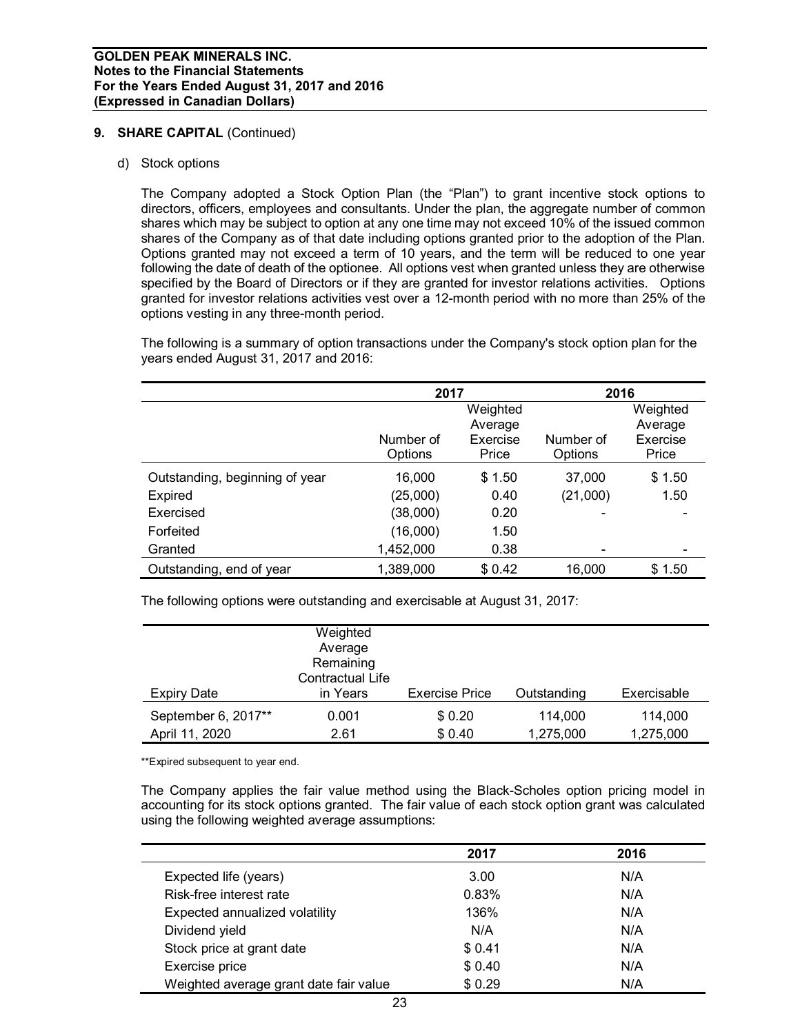## 9. SHARE CAPITAL (Continued)

d) Stock options

The Company adopted a Stock Option Plan (the "Plan") to grant incentive stock options to directors, officers, employees and consultants. Under the plan, the aggregate number of common shares which may be subject to option at any one time may not exceed 10% of the issued common shares of the Company as of that date including options granted prior to the adoption of the Plan. Options granted may not exceed a term of 10 years, and the term will be reduced to one year following the date of death of the optionee. All options vest when granted unless they are otherwise specified by the Board of Directors or if they are granted for investor relations activities. Options granted for investor relations activities vest over a 12-month period with no more than 25% of the options vesting in any three-month period.

The following is a summary of option transactions under the Company's stock option plan for the years ended August 31, 2017 and 2016:

| | 2017 | | 2016 | |
|---|---|---|---|---|
| | Number of Options | Weighted Average Exercise Price | Number of Options | Weighted Average Exercise Price |
| Outstanding, beginning of year | 16,000 | $ 1.50 | 37,000 | $ 1.50 |
| Expired | (25,000) | 0.40 | (21,000) | 1.50 |
| Exercised | (38,000) | 0.20 | - | - |
| Forfeited | (16,000) | 1.50 | | |
| Granted | 1,452,000 | 0.38 | - | - |
| Outstanding, end of year | 1,389,000 | $ 0.42 | 16,000 | $ 1.50 |

The following options were outstanding and exercisable at August 31, 2017:

| Expiry Date | Weighted Average Remaining Contractual Life in Years | Exercise Price | Outstanding | Exercisable |
|---|---|---|---|---|
| September 6, 2017** | 0.001 | $ 0.20 | 114,000 | 114,000 |
| April 11, 2020 | 2.61 | $ 0.40 | 1,275,000 | 1,275,000 |

**Expired subsequent to year end.

The Company applies the fair value method using the Black-Scholes option pricing model in accounting for its stock options granted. The fair value of each stock option grant was calculated using the following weighted average assumptions:

| | 2017 | 2016 |
|---|---|---|
| Expected life (years) | 3.00 | N/A |
| Risk-free interest rate | 0.83% | N/A |
| Expected annualized volatility | 136% | N/A |
| Dividend yield | N/A | N/A |
| Stock price at grant date | $ 0.41 | N/A |
| Exercise price | $ 0.40 | N/A |
| Weighted average grant date fair value | $ 0.29 | N/A |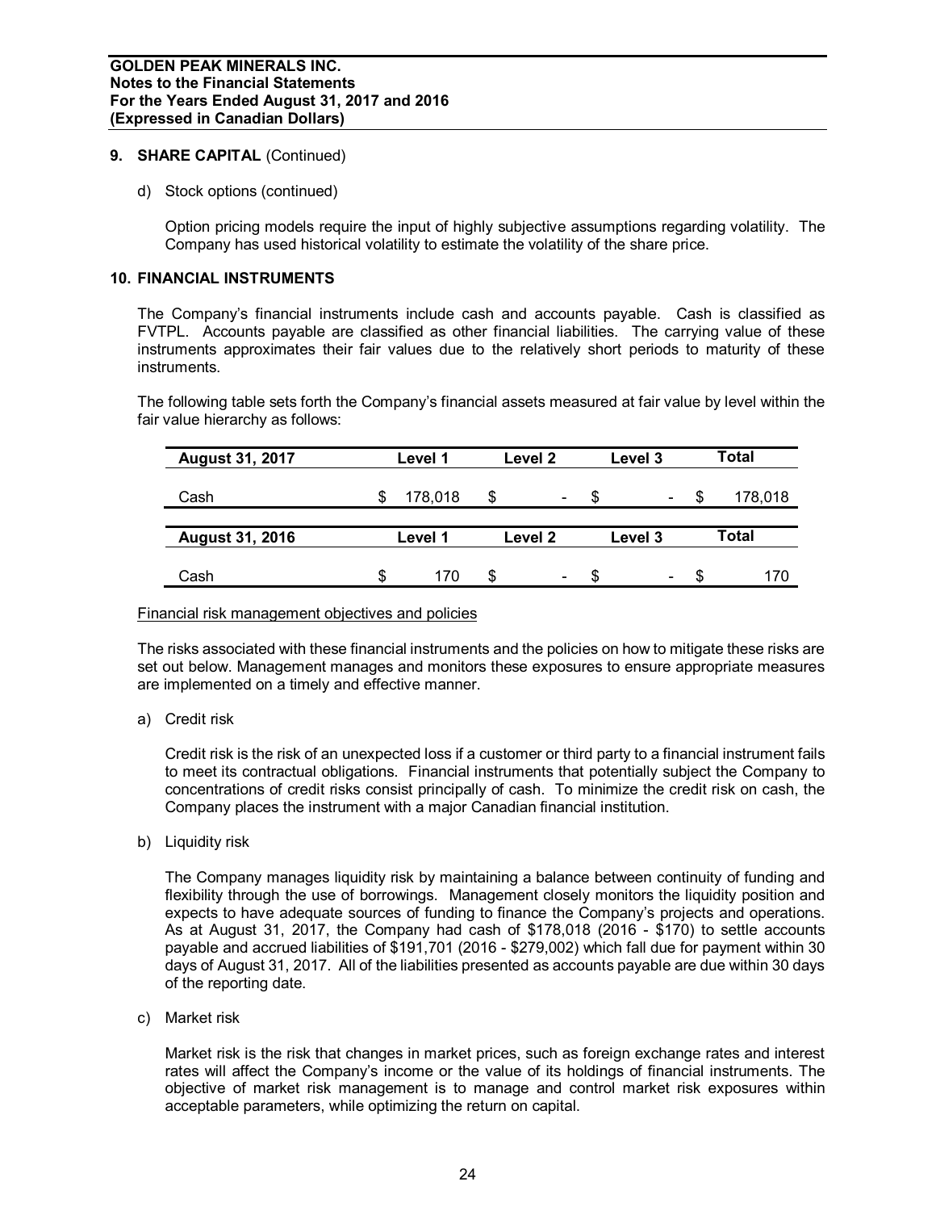## 9. SHARE CAPITAL (Continued)

d) Stock options (continued)

Option pricing models require the input of highly subjective assumptions regarding volatility. The Company has used historical volatility to estimate the volatility of the share price.

## 10. FINANCIAL INSTRUMENTS

The Company's financial instruments include cash and accounts payable. Cash is classified as FVTPL. Accounts payable are classified as other financial liabilities. The carrying value of these instruments approximates their fair values due to the relatively short periods to maturity of these instruments.

The following table sets forth the Company's financial assets measured at fair value by level within the fair value hierarchy as follows:

| August 31, 2017 | Level 1 | Level 2 | Level 3 | Total |
|---|---|---|---|---|
| Cash | $ 178,018 | $ - | $ - | $ 178,018 |

| August 31, 2016 | Level 1 | Level 2 | Level 3 | Total |
|---|---|---|---|---|
| Cash | $ 170 | $ - | $ - | $ 170 |

Financial risk management objectives and policies

The risks associated with these financial instruments and the policies on how to mitigate these risks are set out below. Management manages and monitors these exposures to ensure appropriate measures are implemented on a timely and effective manner.

a) Credit risk

Credit risk is the risk of an unexpected loss if a customer or third party to a financial instrument fails to meet its contractual obligations. Financial instruments that potentially subject the Company to concentrations of credit risks consist principally of cash. To minimize the credit risk on cash, the Company places the instrument with a major Canadian financial institution.

b) Liquidity risk

The Company manages liquidity risk by maintaining a balance between continuity of funding and flexibility through the use of borrowings. Management closely monitors the liquidity position and expects to have adequate sources of funding to finance the Company's projects and operations. As at August 31, 2017, the Company had cash of $178,018 (2016 - $170) to settle accounts payable and accrued liabilities of $191,701 (2016 - $279,002) which fall due for payment within 30 days of August 31, 2017. All of the liabilities presented as accounts payable are due within 30 days of the reporting date.

c) Market risk

Market risk is the risk that changes in market prices, such as foreign exchange rates and interest rates will affect the Company's income or the value of its holdings of financial instruments. The objective of market risk management is to manage and control market risk exposures within acceptable parameters, while optimizing the return on capital.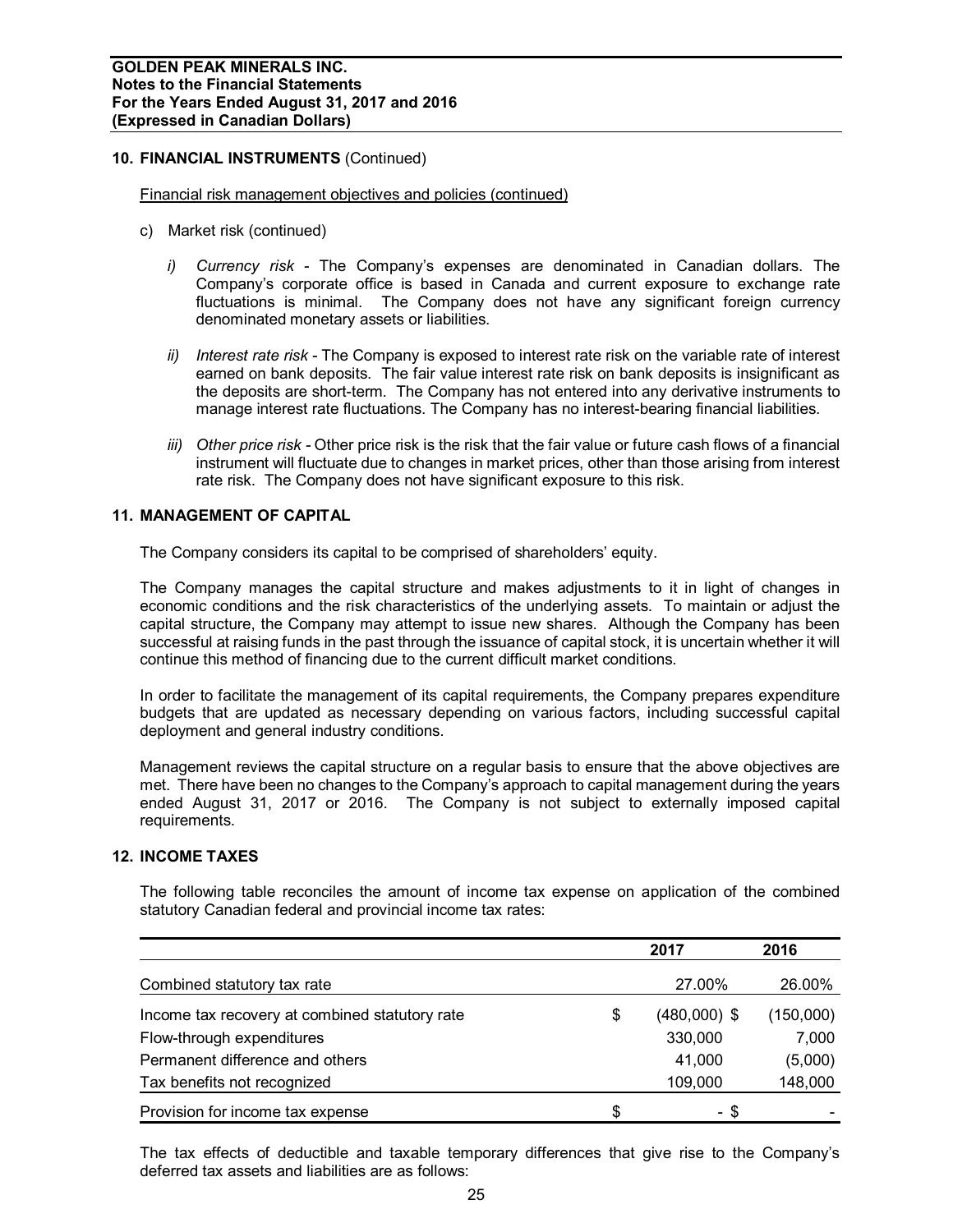**GOLDEN PEAK MINERALS INC.**
**Notes to the Financial Statements**
**For the Years Ended August 31, 2017 and 2016**
**(Expressed in Canadian Dollars)**

## 10. FINANCIAL INSTRUMENTS (Continued)

Financial risk management objectives and policies (continued)

c) Market risk (continued)

*i) Currency risk* - The Company's expenses are denominated in Canadian dollars. The Company's corporate office is based in Canada and current exposure to exchange rate fluctuations is minimal. The Company does not have any significant foreign currency denominated monetary assets or liabilities.

*ii) Interest rate risk* - The Company is exposed to interest rate risk on the variable rate of interest earned on bank deposits. The fair value interest rate risk on bank deposits is insignificant as the deposits are short-term. The Company has not entered into any derivative instruments to manage interest rate fluctuations. The Company has no interest-bearing financial liabilities.

*iii) Other price risk* - Other price risk is the risk that the fair value or future cash flows of a financial instrument will fluctuate due to changes in market prices, other than those arising from interest rate risk. The Company does not have significant exposure to this risk.

## 11. MANAGEMENT OF CAPITAL

The Company considers its capital to be comprised of shareholders' equity.

The Company manages the capital structure and makes adjustments to it in light of changes in economic conditions and the risk characteristics of the underlying assets. To maintain or adjust the capital structure, the Company may attempt to issue new shares. Although the Company has been successful at raising funds in the past through the issuance of capital stock, it is uncertain whether it will continue this method of financing due to the current difficult market conditions.

In order to facilitate the management of its capital requirements, the Company prepares expenditure budgets that are updated as necessary depending on various factors, including successful capital deployment and general industry conditions.

Management reviews the capital structure on a regular basis to ensure that the above objectives are met. There have been no changes to the Company's approach to capital management during the years ended August 31, 2017 or 2016. The Company is not subject to externally imposed capital requirements.

## 12. INCOME TAXES

The following table reconciles the amount of income tax expense on application of the combined statutory Canadian federal and provincial income tax rates:

| | 2017 | 2016 |
|---|---|---|
| Combined statutory tax rate | 27.00% | 26.00% |
| Income tax recovery at combined statutory rate | $ (480,000) | $ (150,000) |
| Flow-through expenditures | 330,000 | 7,000 |
| Permanent difference and others | 41,000 | (5,000) |
| Tax benefits not recognized | 109,000 | 148,000 |
| Provision for income tax expense | $ - | $ - |

The tax effects of deductible and taxable temporary differences that give rise to the Company's deferred tax assets and liabilities are as follows: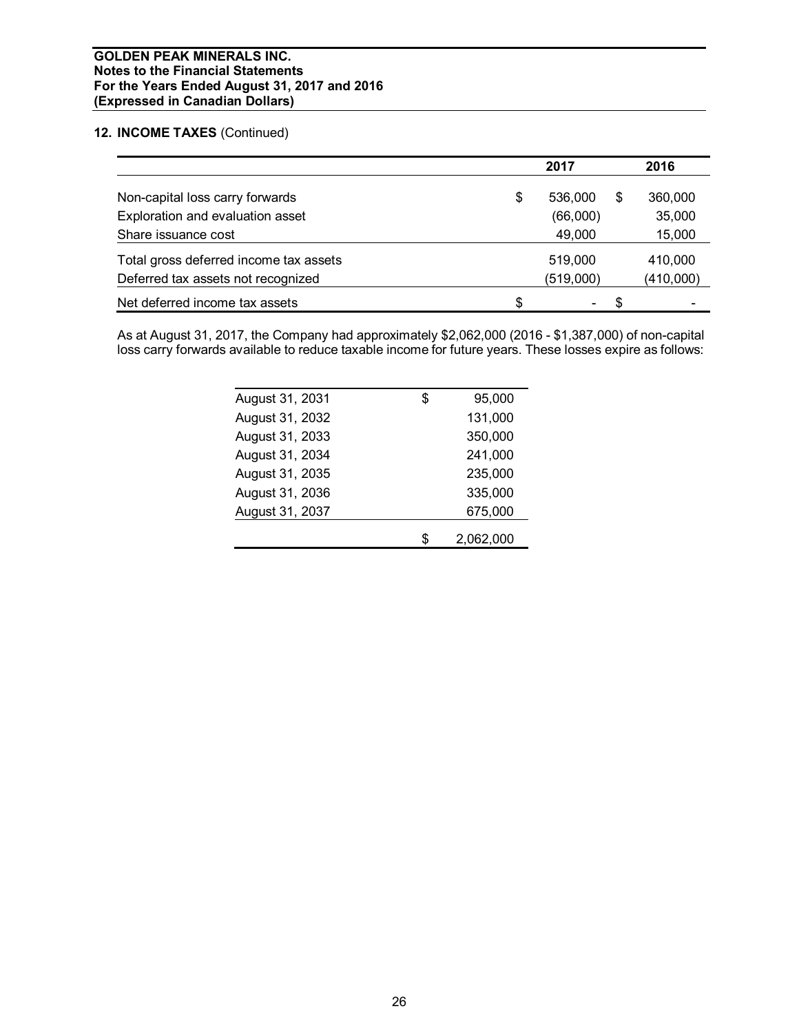## 12. INCOME TAXES (Continued)

| | 2017 | 2016 |
|---|---|---|
| Non-capital loss carry forwards | $ 536,000 | $ 360,000 |
| Exploration and evaluation asset | (66,000) | 35,000 |
| Share issuance cost | 49,000 | 15,000 |
| Total gross deferred income tax assets | 519,000 | 410,000 |
| Deferred tax assets not recognized | (519,000) | (410,000) |
| Net deferred income tax assets | $ - | $ - |

As at August 31, 2017, the Company had approximately $2,062,000 (2016 - $1,387,000) of non-capital loss carry forwards available to reduce taxable income for future years. These losses expire as follows:

| | |
|---|---|
| August 31, 2031 | $ 95,000 |
| August 31, 2032 | 131,000 |
| August 31, 2033 | 350,000 |
| August 31, 2034 | 241,000 |
| August 31, 2035 | 235,000 |
| August 31, 2036 | 335,000 |
| August 31, 2037 | 675,000 |
| | $ 2,062,000 |